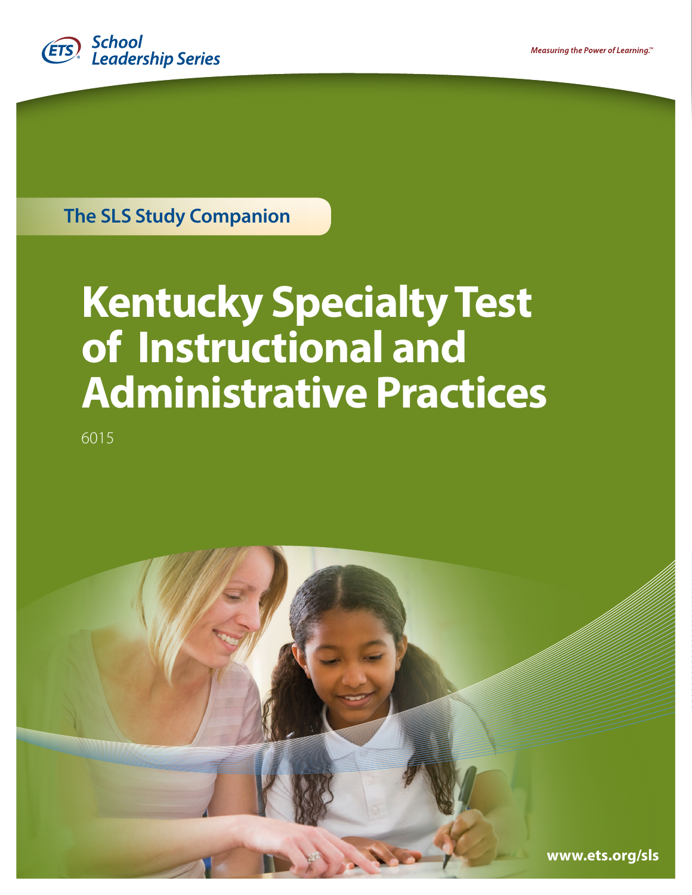ETS School Leadership Series

Measuring the Power of Learning.™

The SLS Study Companion

# Kentucky Specialty Test of Instructional and Administrative Practices

6015

www.ets.org/sls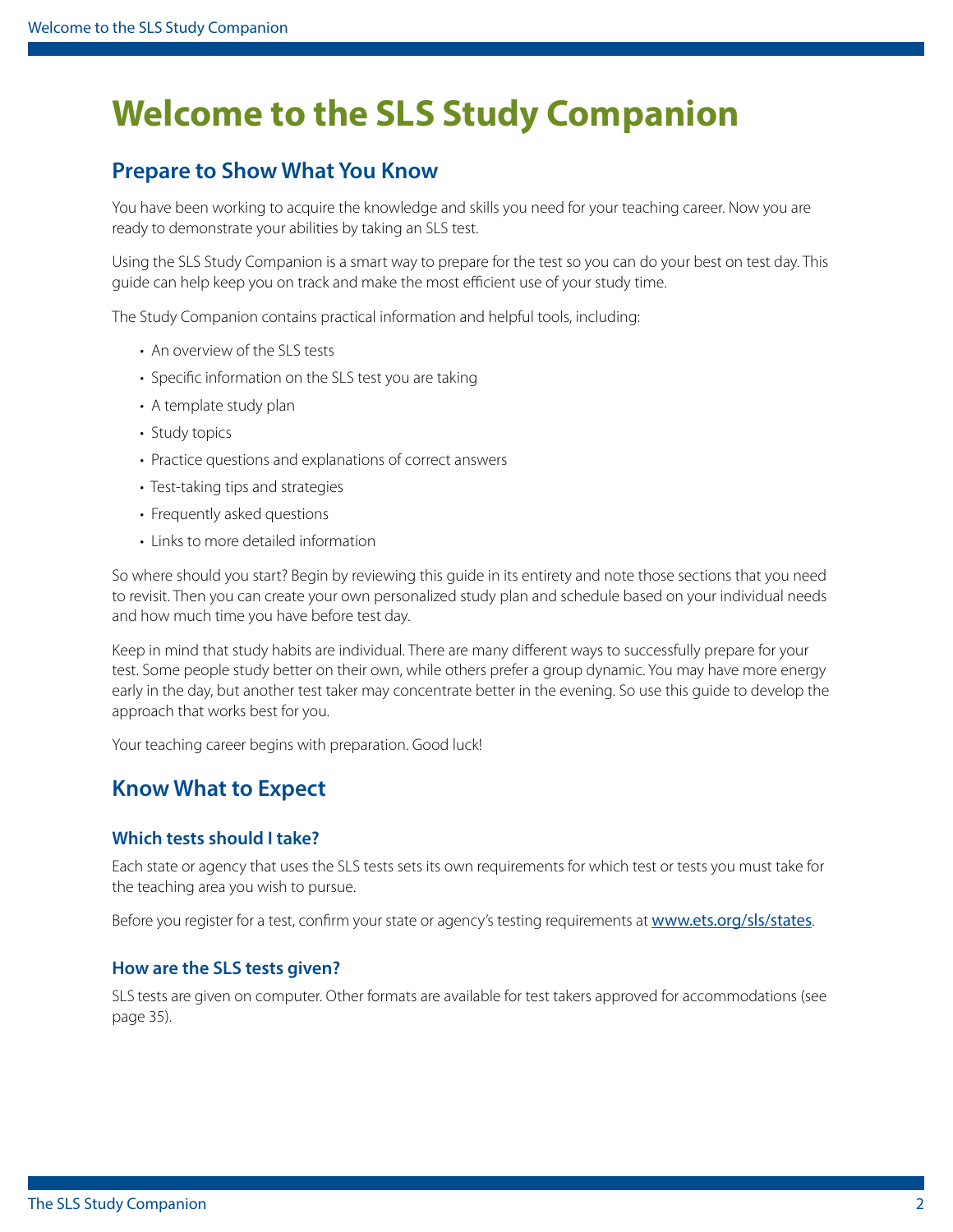# Welcome to the SLS Study Companion

## Prepare to Show What You Know

You have been working to acquire the knowledge and skills you need for your teaching career. Now you are ready to demonstrate your abilities by taking an SLS test.

Using the SLS Study Companion is a smart way to prepare for the test so you can do your best on test day. This guide can help keep you on track and make the most efficient use of your study time.

The Study Companion contains practical information and helpful tools, including:

- An overview of the SLS tests
- Specific information on the SLS test you are taking
- A template study plan
- Study topics
- Practice questions and explanations of correct answers
- Test-taking tips and strategies
- Frequently asked questions
- Links to more detailed information

So where should you start? Begin by reviewing this guide in its entirety and note those sections that you need to revisit. Then you can create your own personalized study plan and schedule based on your individual needs and how much time you have before test day.

Keep in mind that study habits are individual. There are many different ways to successfully prepare for your test. Some people study better on their own, while others prefer a group dynamic. You may have more energy early in the day, but another test taker may concentrate better in the evening. So use this guide to develop the approach that works best for you.

Your teaching career begins with preparation. Good luck!

## Know What to Expect

### Which tests should I take?

Each state or agency that uses the SLS tests sets its own requirements for which test or tests you must take for the teaching area you wish to pursue.

Before you register for a test, confirm your state or agency's testing requirements at [www.ets.org/sls/states](www.ets.org/sls/states).

### How are the SLS tests given?

SLS tests are given on computer. Other formats are available for test takers approved for accommodations (see page 35).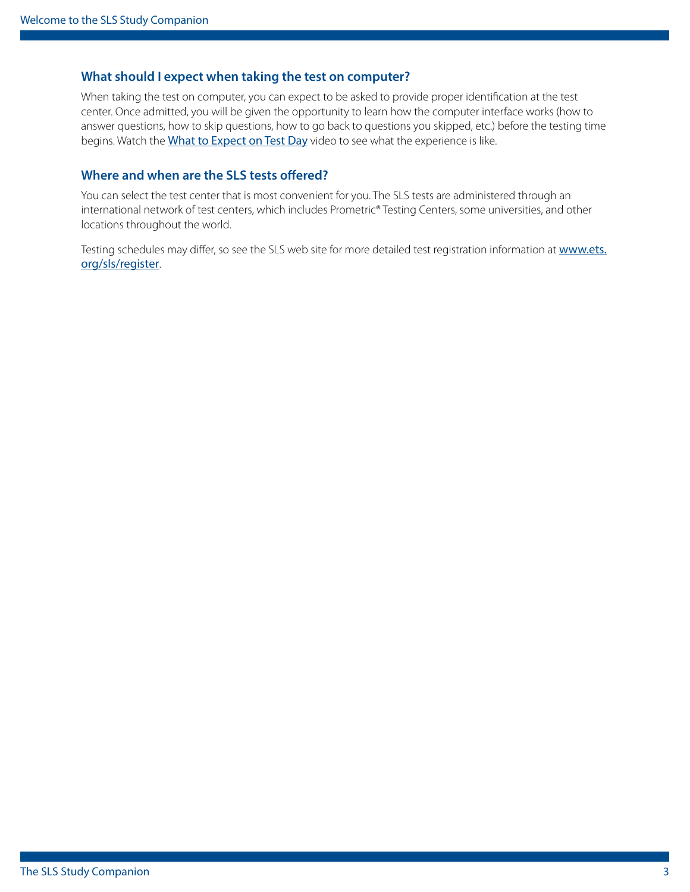### What should I expect when taking the test on computer?

When taking the test on computer, you can expect to be asked to provide proper identification at the test center. Once admitted, you will be given the opportunity to learn how the computer interface works (how to answer questions, how to skip questions, how to go back to questions you skipped, etc.) before the testing time begins. Watch the [What to Expect on Test Day]() video to see what the experience is like.

### Where and when are the SLS tests offered?

You can select the test center that is most convenient for you. The SLS tests are administered through an international network of test centers, which includes Prometric® Testing Centers, some universities, and other locations throughout the world.

Testing schedules may differ, so see the SLS web site for more detailed test registration information at [www.ets.org/sls/register](http://www.ets.org/sls/register).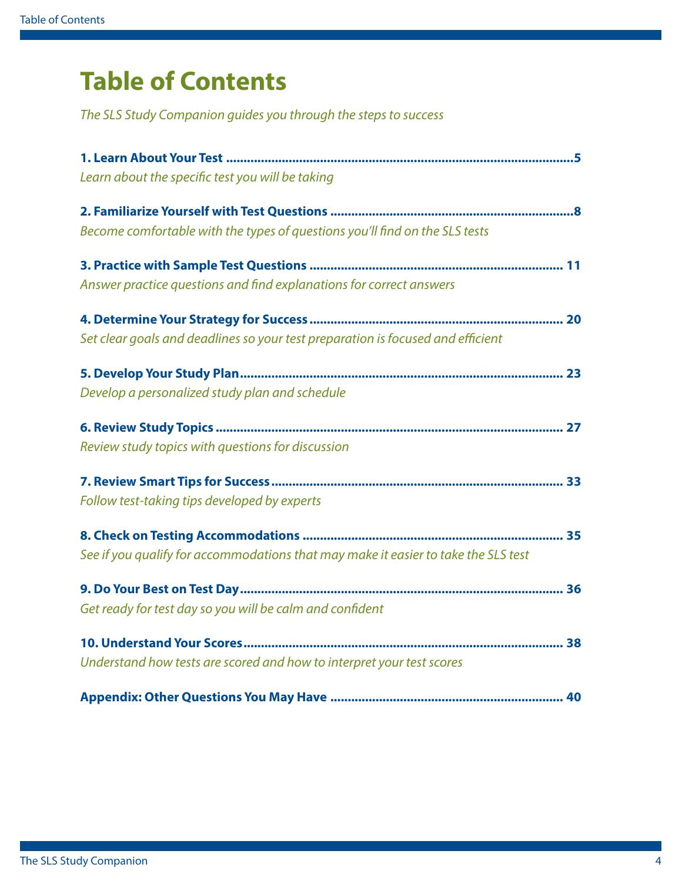# Table of Contents

*The SLS Study Companion guides you through the steps to success*

**1. Learn About Your Test** .......... **5**
*Learn about the specific test you will be taking*

**2. Familiarize Yourself with Test Questions** .......... **8**
*Become comfortable with the types of questions you'll find on the SLS tests*

**3. Practice with Sample Test Questions** .......... **11**
*Answer practice questions and find explanations for correct answers*

**4. Determine Your Strategy for Success** .......... **20**
*Set clear goals and deadlines so your test preparation is focused and efficient*

**5. Develop Your Study Plan** .......... **23**
*Develop a personalized study plan and schedule*

**6. Review Study Topics** .......... **27**
*Review study topics with questions for discussion*

**7. Review Smart Tips for Success** .......... **33**
*Follow test-taking tips developed by experts*

**8. Check on Testing Accommodations** .......... **35**
*See if you qualify for accommodations that may make it easier to take the SLS test*

**9. Do Your Best on Test Day** .......... **36**
*Get ready for test day so you will be calm and confident*

**10. Understand Your Scores** .......... **38**
*Understand how tests are scored and how to interpret your test scores*

**Appendix: Other Questions You May Have** .......... **40**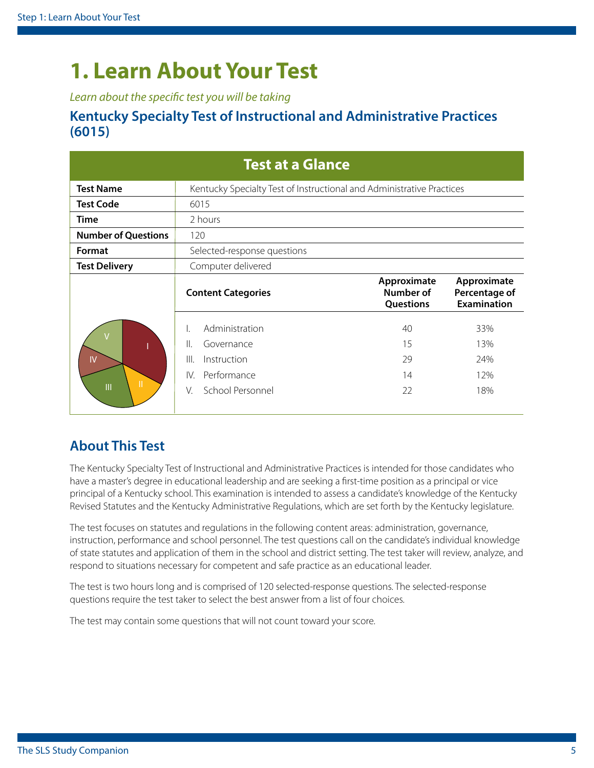# 1. Learn About Your Test

*Learn about the specific test you will be taking*

## Kentucky Specialty Test of Instructional and Administrative Practices (6015)

| Test at a Glance | | | |
|---|---|---|---|
| **Test Name** | Kentucky Specialty Test of Instructional and Administrative Practices | | |
| **Test Code** | 6015 | | |
| **Time** | 2 hours | | |
| **Number of Questions** | 120 | | |
| **Format** | Selected-response questions | | |
| **Test Delivery** | Computer delivered | | |
| | **Content Categories** | **Approximate Number of Questions** | **Approximate Percentage of Examination** |
| | I. Administration | 40 | 33% |
| | II. Governance | 15 | 13% |
| | III. Instruction | 29 | 24% |
| | IV. Performance | 14 | 12% |
| | V. School Personnel | 22 | 18% |

## About This Test

The Kentucky Specialty Test of Instructional and Administrative Practices is intended for those candidates who have a master's degree in educational leadership and are seeking a first-time position as a principal or vice principal of a Kentucky school. This examination is intended to assess a candidate's knowledge of the Kentucky Revised Statutes and the Kentucky Administrative Regulations, which are set forth by the Kentucky legislature.

The test focuses on statutes and regulations in the following content areas: administration, governance, instruction, performance and school personnel. The test questions call on the candidate's individual knowledge of state statutes and application of them in the school and district setting. The test taker will review, analyze, and respond to situations necessary for competent and safe practice as an educational leader.

The test is two hours long and is comprised of 120 selected-response questions. The selected-response questions require the test taker to select the best answer from a list of four choices.

The test may contain some questions that will not count toward your score.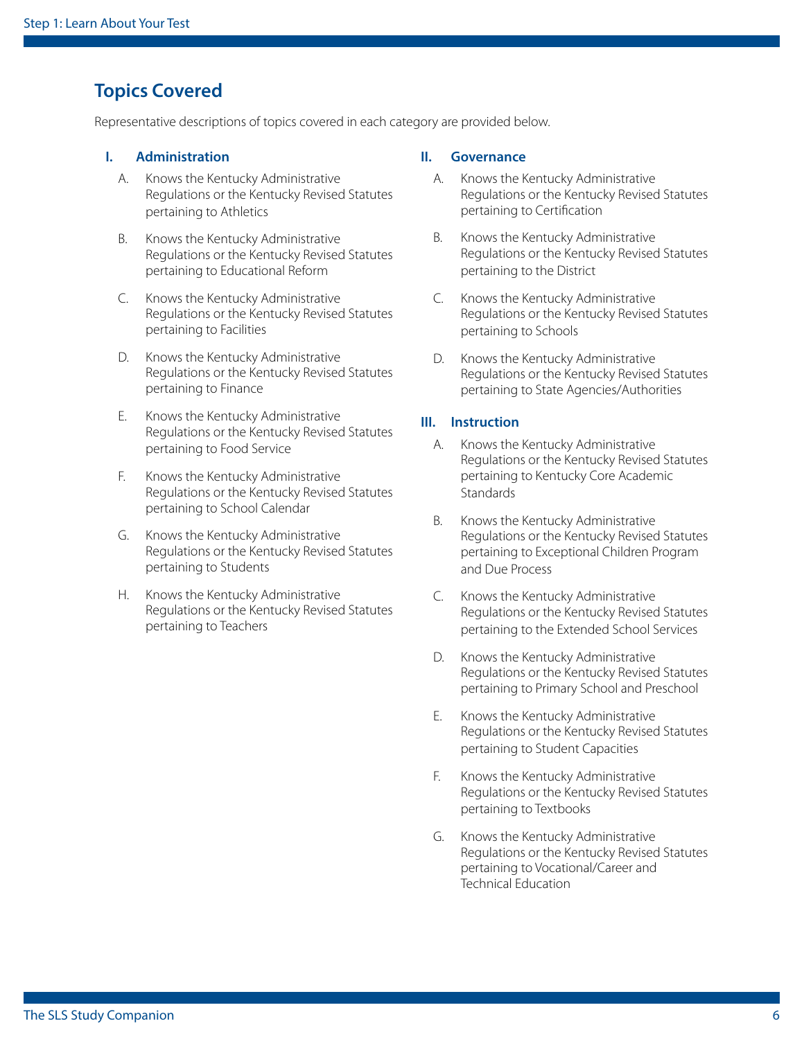## Topics Covered

Representative descriptions of topics covered in each category are provided below.

### I. Administration

A. Knows the Kentucky Administrative Regulations or the Kentucky Revised Statutes pertaining to Athletics

B. Knows the Kentucky Administrative Regulations or the Kentucky Revised Statutes pertaining to Educational Reform

C. Knows the Kentucky Administrative Regulations or the Kentucky Revised Statutes pertaining to Facilities

D. Knows the Kentucky Administrative Regulations or the Kentucky Revised Statutes pertaining to Finance

E. Knows the Kentucky Administrative Regulations or the Kentucky Revised Statutes pertaining to Food Service

F. Knows the Kentucky Administrative Regulations or the Kentucky Revised Statutes pertaining to School Calendar

G. Knows the Kentucky Administrative Regulations or the Kentucky Revised Statutes pertaining to Students

H. Knows the Kentucky Administrative Regulations or the Kentucky Revised Statutes pertaining to Teachers

### II. Governance

A. Knows the Kentucky Administrative Regulations or the Kentucky Revised Statutes pertaining to Certification

B. Knows the Kentucky Administrative Regulations or the Kentucky Revised Statutes pertaining to the District

C. Knows the Kentucky Administrative Regulations or the Kentucky Revised Statutes pertaining to Schools

D. Knows the Kentucky Administrative Regulations or the Kentucky Revised Statutes pertaining to State Agencies/Authorities

### III. Instruction

A. Knows the Kentucky Administrative Regulations or the Kentucky Revised Statutes pertaining to Kentucky Core Academic Standards

B. Knows the Kentucky Administrative Regulations or the Kentucky Revised Statutes pertaining to Exceptional Children Program and Due Process

C. Knows the Kentucky Administrative Regulations or the Kentucky Revised Statutes pertaining to the Extended School Services

D. Knows the Kentucky Administrative Regulations or the Kentucky Revised Statutes pertaining to Primary School and Preschool

E. Knows the Kentucky Administrative Regulations or the Kentucky Revised Statutes pertaining to Student Capacities

F. Knows the Kentucky Administrative Regulations or the Kentucky Revised Statutes pertaining to Textbooks

G. Knows the Kentucky Administrative Regulations or the Kentucky Revised Statutes pertaining to Vocational/Career and Technical Education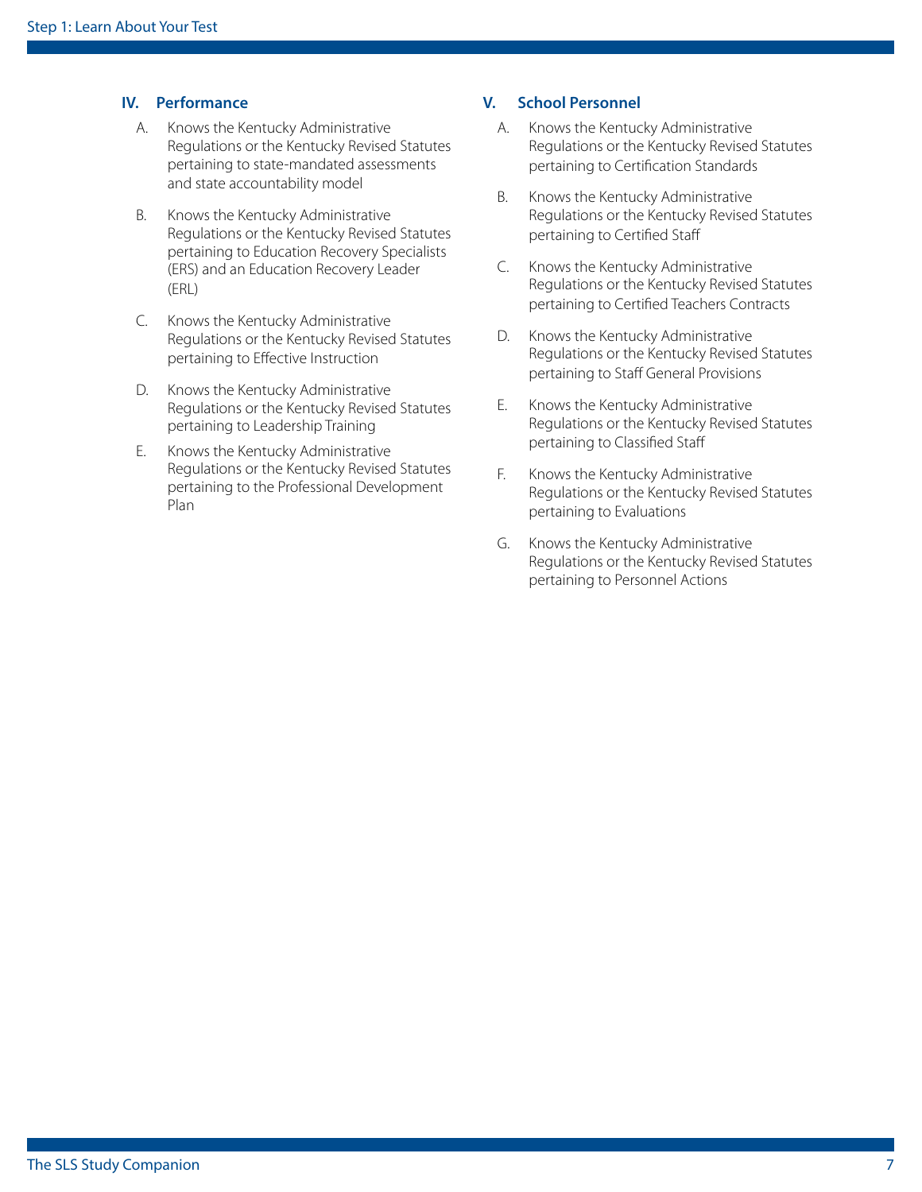### IV. Performance

A. Knows the Kentucky Administrative Regulations or the Kentucky Revised Statutes pertaining to state-mandated assessments and state accountability model

B. Knows the Kentucky Administrative Regulations or the Kentucky Revised Statutes pertaining to Education Recovery Specialists (ERS) and an Education Recovery Leader (ERL)

C. Knows the Kentucky Administrative Regulations or the Kentucky Revised Statutes pertaining to Effective Instruction

D. Knows the Kentucky Administrative Regulations or the Kentucky Revised Statutes pertaining to Leadership Training

E. Knows the Kentucky Administrative Regulations or the Kentucky Revised Statutes pertaining to the Professional Development Plan

### V. School Personnel

A. Knows the Kentucky Administrative Regulations or the Kentucky Revised Statutes pertaining to Certification Standards

B. Knows the Kentucky Administrative Regulations or the Kentucky Revised Statutes pertaining to Certified Staff

C. Knows the Kentucky Administrative Regulations or the Kentucky Revised Statutes pertaining to Certified Teachers Contracts

D. Knows the Kentucky Administrative Regulations or the Kentucky Revised Statutes pertaining to Staff General Provisions

E. Knows the Kentucky Administrative Regulations or the Kentucky Revised Statutes pertaining to Classified Staff

F. Knows the Kentucky Administrative Regulations or the Kentucky Revised Statutes pertaining to Evaluations

G. Knows the Kentucky Administrative Regulations or the Kentucky Revised Statutes pertaining to Personnel Actions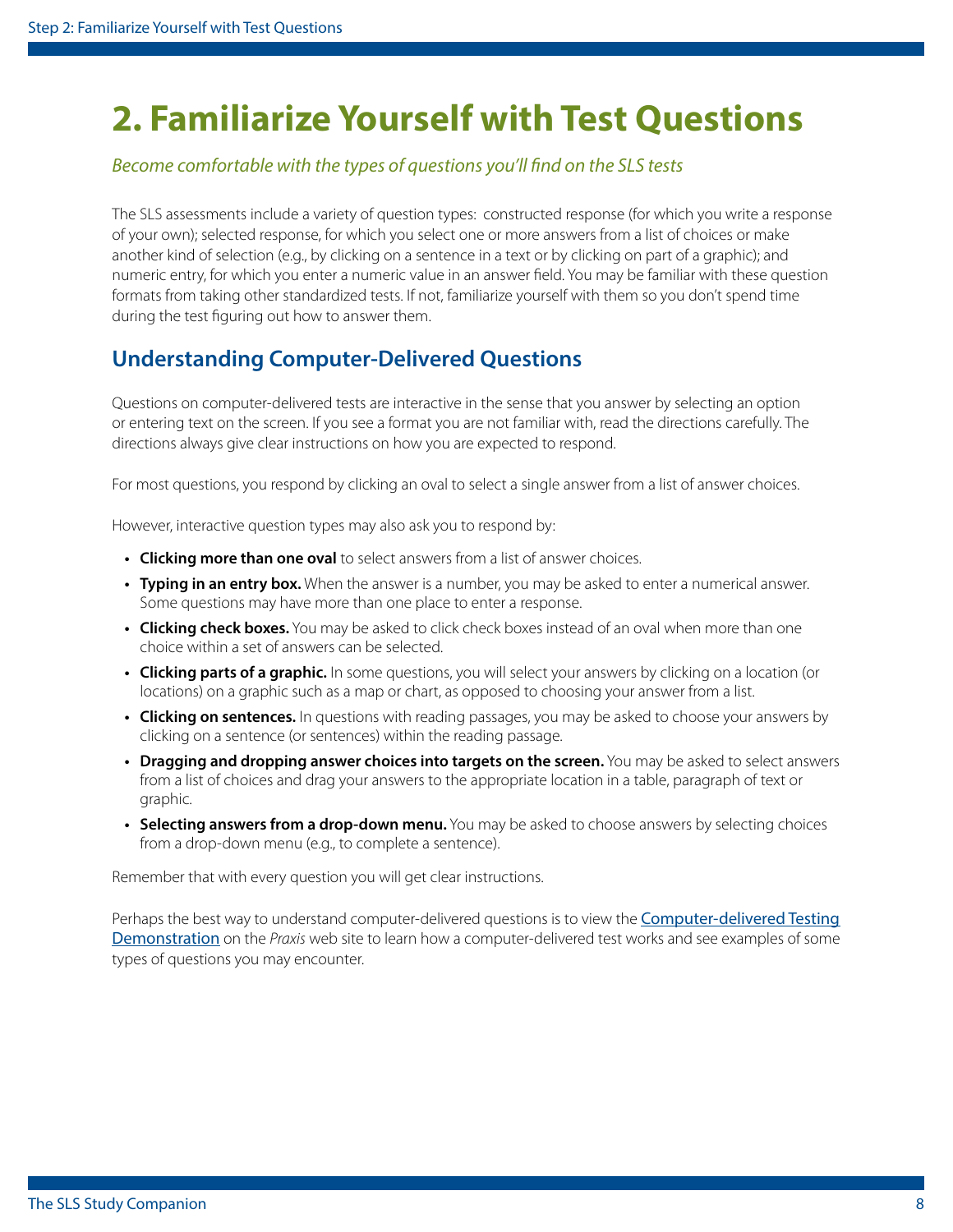# 2. Familiarize Yourself with Test Questions

*Become comfortable with the types of questions you'll find on the SLS tests*

The SLS assessments include a variety of question types: constructed response (for which you write a response of your own); selected response, for which you select one or more answers from a list of choices or make another kind of selection (e.g., by clicking on a sentence in a text or by clicking on part of a graphic); and numeric entry, for which you enter a numeric value in an answer field. You may be familiar with these question formats from taking other standardized tests. If not, familiarize yourself with them so you don't spend time during the test figuring out how to answer them.

## Understanding Computer-Delivered Questions

Questions on computer-delivered tests are interactive in the sense that you answer by selecting an option or entering text on the screen. If you see a format you are not familiar with, read the directions carefully. The directions always give clear instructions on how you are expected to respond.

For most questions, you respond by clicking an oval to select a single answer from a list of answer choices.

However, interactive question types may also ask you to respond by:

- **Clicking more than one oval** to select answers from a list of answer choices.
- **Typing in an entry box.** When the answer is a number, you may be asked to enter a numerical answer. Some questions may have more than one place to enter a response.
- **Clicking check boxes.** You may be asked to click check boxes instead of an oval when more than one choice within a set of answers can be selected.
- **Clicking parts of a graphic.** In some questions, you will select your answers by clicking on a location (or locations) on a graphic such as a map or chart, as opposed to choosing your answer from a list.
- **Clicking on sentences.** In questions with reading passages, you may be asked to choose your answers by clicking on a sentence (or sentences) within the reading passage.
- **Dragging and dropping answer choices into targets on the screen.** You may be asked to select answers from a list of choices and drag your answers to the appropriate location in a table, paragraph of text or graphic.
- **Selecting answers from a drop-down menu.** You may be asked to choose answers by selecting choices from a drop-down menu (e.g., to complete a sentence).

Remember that with every question you will get clear instructions.

Perhaps the best way to understand computer-delivered questions is to view the Computer-delivered Testing Demonstration on the *Praxis* web site to learn how a computer-delivered test works and see examples of some types of questions you may encounter.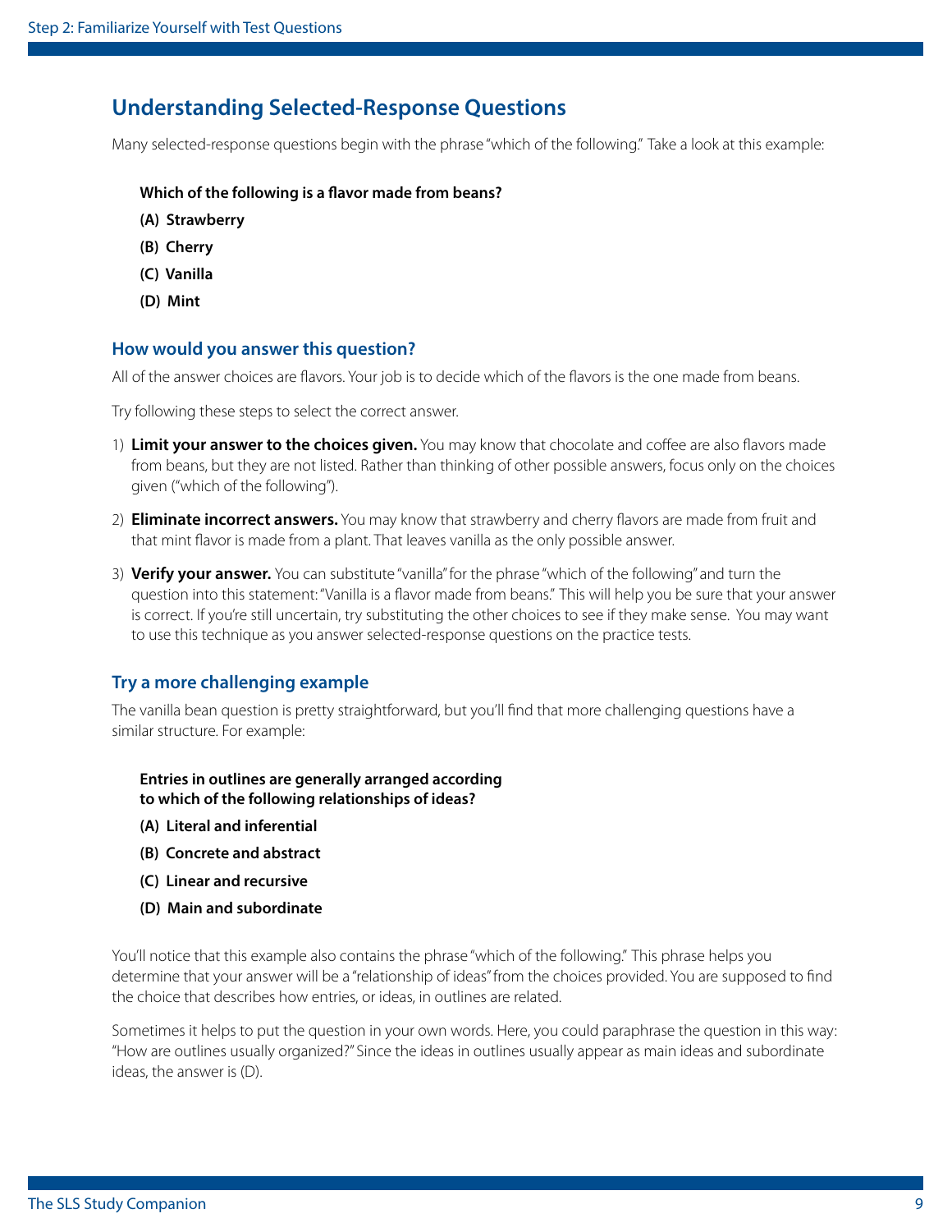## Understanding Selected-Response Questions

Many selected-response questions begin with the phrase "which of the following." Take a look at this example:

**Which of the following is a flavor made from beans?**

**(A) Strawberry**

**(B) Cherry**

**(C) Vanilla**

**(D) Mint**

### How would you answer this question?

All of the answer choices are flavors. Your job is to decide which of the flavors is the one made from beans.

Try following these steps to select the correct answer.

1) **Limit your answer to the choices given.** You may know that chocolate and coffee are also flavors made from beans, but they are not listed. Rather than thinking of other possible answers, focus only on the choices given ("which of the following").
2) **Eliminate incorrect answers.** You may know that strawberry and cherry flavors are made from fruit and that mint flavor is made from a plant. That leaves vanilla as the only possible answer.
3) **Verify your answer.** You can substitute "vanilla" for the phrase "which of the following" and turn the question into this statement: "Vanilla is a flavor made from beans." This will help you be sure that your answer is correct. If you're still uncertain, try substituting the other choices to see if they make sense. You may want to use this technique as you answer selected-response questions on the practice tests.

### Try a more challenging example

The vanilla bean question is pretty straightforward, but you'll find that more challenging questions have a similar structure. For example:

**Entries in outlines are generally arranged according to which of the following relationships of ideas?**

**(A) Literal and inferential**

**(B) Concrete and abstract**

**(C) Linear and recursive**

**(D) Main and subordinate**

You'll notice that this example also contains the phrase "which of the following." This phrase helps you determine that your answer will be a "relationship of ideas" from the choices provided. You are supposed to find the choice that describes how entries, or ideas, in outlines are related.

Sometimes it helps to put the question in your own words. Here, you could paraphrase the question in this way: "How are outlines usually organized?" Since the ideas in outlines usually appear as main ideas and subordinate ideas, the answer is (D).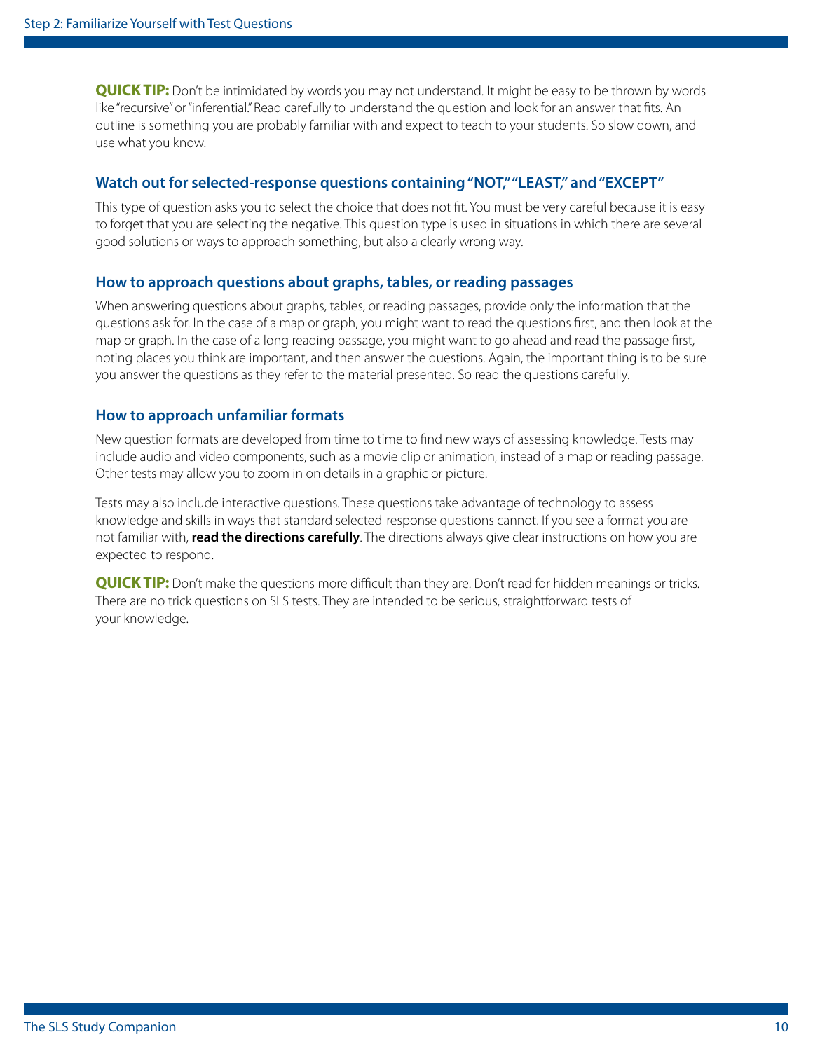**QUICK TIP:** Don't be intimidated by words you may not understand. It might be easy to be thrown by words like "recursive" or "inferential." Read carefully to understand the question and look for an answer that fits. An outline is something you are probably familiar with and expect to teach to your students. So slow down, and use what you know.

### Watch out for selected-response questions containing "NOT," "LEAST," and "EXCEPT"

This type of question asks you to select the choice that does not fit. You must be very careful because it is easy to forget that you are selecting the negative. This question type is used in situations in which there are several good solutions or ways to approach something, but also a clearly wrong way.

### How to approach questions about graphs, tables, or reading passages

When answering questions about graphs, tables, or reading passages, provide only the information that the questions ask for. In the case of a map or graph, you might want to read the questions first, and then look at the map or graph. In the case of a long reading passage, you might want to go ahead and read the passage first, noting places you think are important, and then answer the questions. Again, the important thing is to be sure you answer the questions as they refer to the material presented. So read the questions carefully.

### How to approach unfamiliar formats

New question formats are developed from time to time to find new ways of assessing knowledge. Tests may include audio and video components, such as a movie clip or animation, instead of a map or reading passage. Other tests may allow you to zoom in on details in a graphic or picture.

Tests may also include interactive questions. These questions take advantage of technology to assess knowledge and skills in ways that standard selected-response questions cannot. If you see a format you are not familiar with, **read the directions carefully**. The directions always give clear instructions on how you are expected to respond.

**QUICK TIP:** Don't make the questions more difficult than they are. Don't read for hidden meanings or tricks. There are no trick questions on SLS tests. They are intended to be serious, straightforward tests of your knowledge.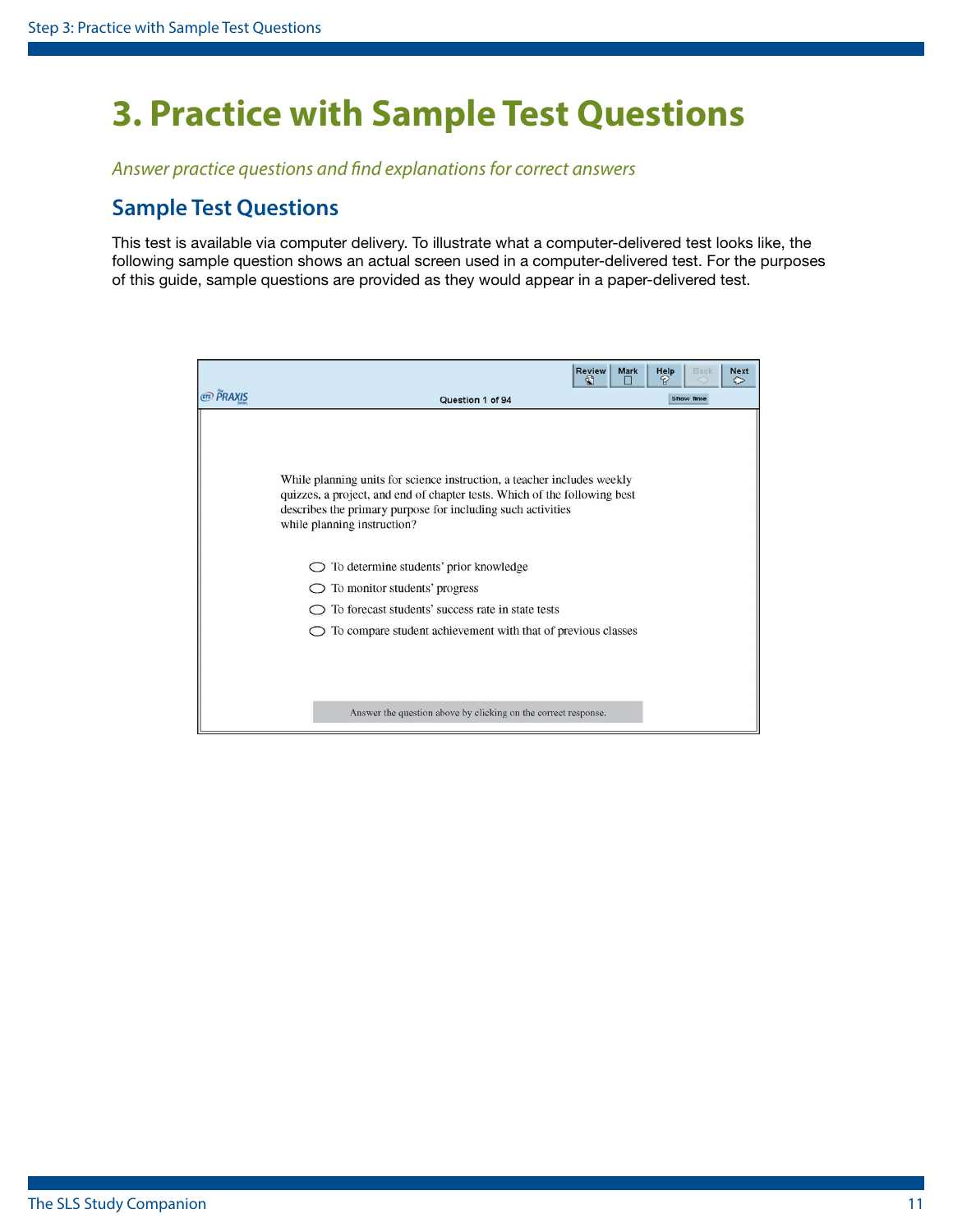# 3. Practice with Sample Test Questions

*Answer practice questions and find explanations for correct answers*

## Sample Test Questions

This test is available via computer delivery. To illustrate what a computer-delivered test looks like, the following sample question shows an actual screen used in a computer-delivered test. For the purposes of this guide, sample questions are provided as they would appear in a paper-delivered test.

Review Mark Help Back Next

Question 1 of 94

Show Time

While planning units for science instruction, a teacher includes weekly quizzes, a project, and end of chapter tests. Which of the following best describes the primary purpose for including such activities while planning instruction?

- To determine students' prior knowledge
- To monitor students' progress
- To forecast students' success rate in state tests
- To compare student achievement with that of previous classes

Answer the question above by clicking on the correct response.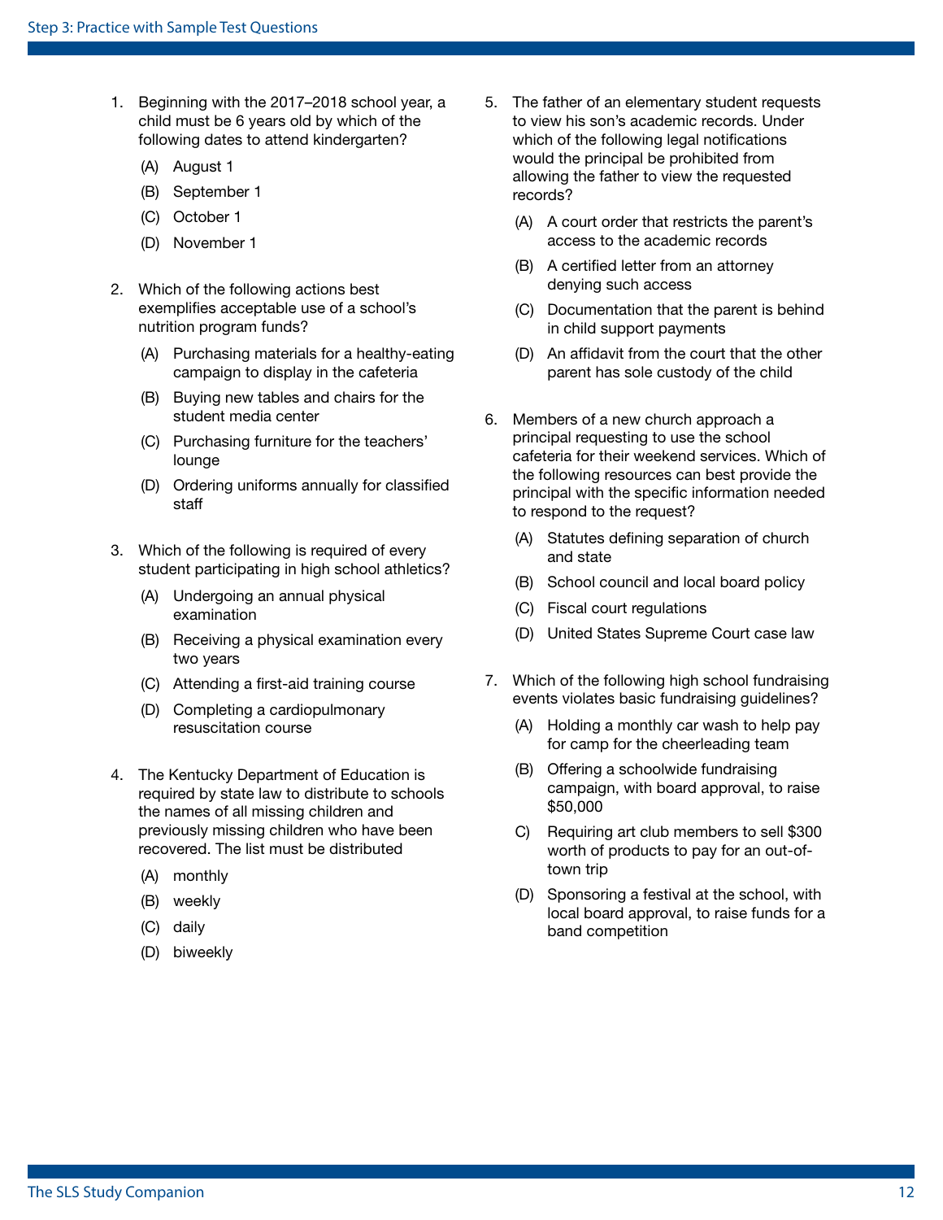1. Beginning with the 2017–2018 school year, a child must be 6 years old by which of the following dates to attend kindergarten?

   (A) August 1

   (B) September 1

   (C) October 1

   (D) November 1

2. Which of the following actions best exemplifies acceptable use of a school's nutrition program funds?

   (A) Purchasing materials for a healthy-eating campaign to display in the cafeteria

   (B) Buying new tables and chairs for the student media center

   (C) Purchasing furniture for the teachers' lounge

   (D) Ordering uniforms annually for classified staff

3. Which of the following is required of every student participating in high school athletics?

   (A) Undergoing an annual physical examination

   (B) Receiving a physical examination every two years

   (C) Attending a first-aid training course

   (D) Completing a cardiopulmonary resuscitation course

4. The Kentucky Department of Education is required by state law to distribute to schools the names of all missing children and previously missing children who have been recovered. The list must be distributed

   (A) monthly

   (B) weekly

   (C) daily

   (D) biweekly

5. The father of an elementary student requests to view his son's academic records. Under which of the following legal notifications would the principal be prohibited from allowing the father to view the requested records?

   (A) A court order that restricts the parent's access to the academic records

   (B) A certified letter from an attorney denying such access

   (C) Documentation that the parent is behind in child support payments

   (D) An affidavit from the court that the other parent has sole custody of the child

6. Members of a new church approach a principal requesting to use the school cafeteria for their weekend services. Which of the following resources can best provide the principal with the specific information needed to respond to the request?

   (A) Statutes defining separation of church and state

   (B) School council and local board policy

   (C) Fiscal court regulations

   (D) United States Supreme Court case law

7. Which of the following high school fundraising events violates basic fundraising guidelines?

   (A) Holding a monthly car wash to help pay for camp for the cheerleading team

   (B) Offering a schoolwide fundraising campaign, with board approval, to raise $50,000

   C) Requiring art club members to sell $300 worth of products to pay for an out-of-town trip

   (D) Sponsoring a festival at the school, with local board approval, to raise funds for a band competition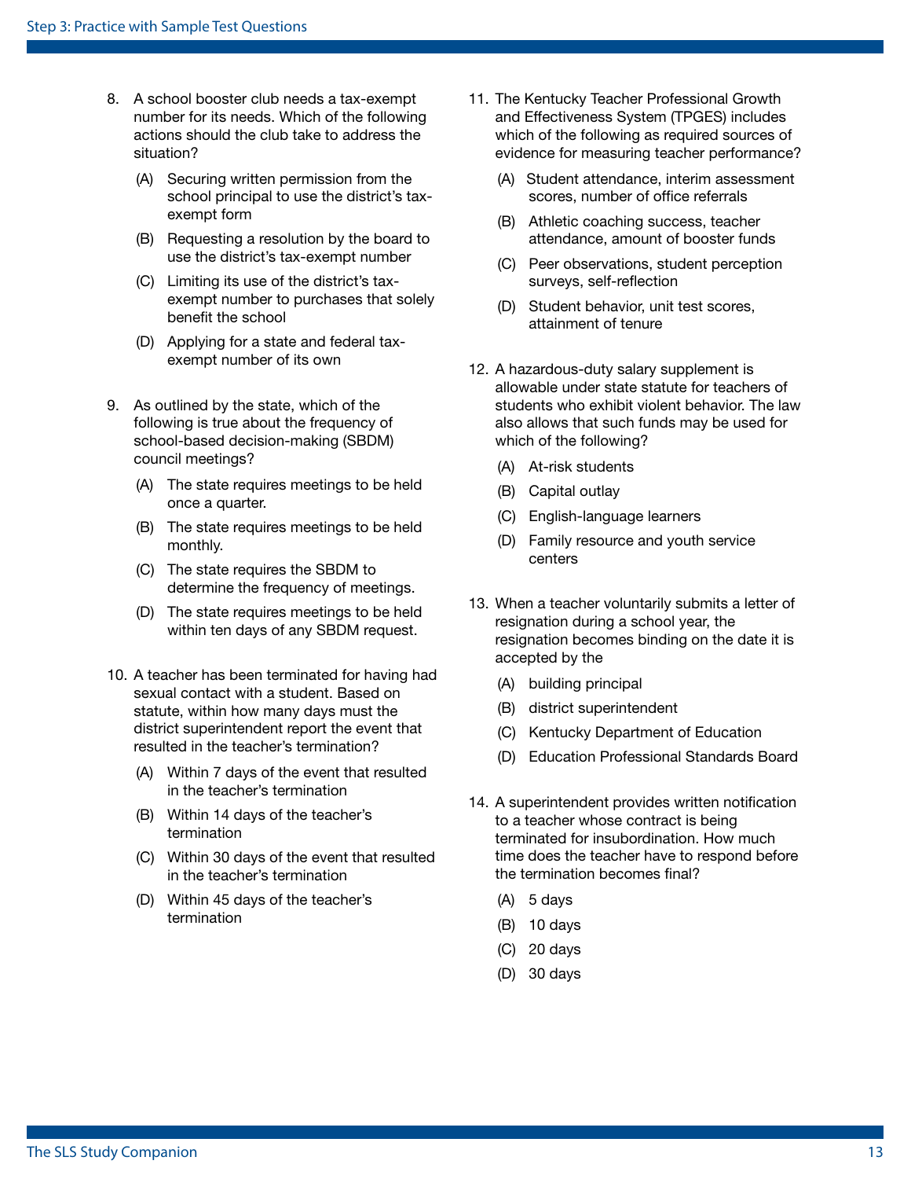8. A school booster club needs a tax-exempt number for its needs. Which of the following actions should the club take to address the situation?

   (A) Securing written permission from the school principal to use the district's tax-exempt form

   (B) Requesting a resolution by the board to use the district's tax-exempt number

   (C) Limiting its use of the district's tax-exempt number to purchases that solely benefit the school

   (D) Applying for a state and federal tax-exempt number of its own

9. As outlined by the state, which of the following is true about the frequency of school-based decision-making (SBDM) council meetings?

   (A) The state requires meetings to be held once a quarter.

   (B) The state requires meetings to be held monthly.

   (C) The state requires the SBDM to determine the frequency of meetings.

   (D) The state requires meetings to be held within ten days of any SBDM request.

10. A teacher has been terminated for having had sexual contact with a student. Based on statute, within how many days must the district superintendent report the event that resulted in the teacher's termination?

    (A) Within 7 days of the event that resulted in the teacher's termination

    (B) Within 14 days of the teacher's termination

    (C) Within 30 days of the event that resulted in the teacher's termination

    (D) Within 45 days of the teacher's termination

11. The Kentucky Teacher Professional Growth and Effectiveness System (TPGES) includes which of the following as required sources of evidence for measuring teacher performance?

    (A) Student attendance, interim assessment scores, number of office referrals

    (B) Athletic coaching success, teacher attendance, amount of booster funds

    (C) Peer observations, student perception surveys, self-reflection

    (D) Student behavior, unit test scores, attainment of tenure

12. A hazardous-duty salary supplement is allowable under state statute for teachers of students who exhibit violent behavior. The law also allows that such funds may be used for which of the following?

    (A) At-risk students

    (B) Capital outlay

    (C) English-language learners

    (D) Family resource and youth service centers

13. When a teacher voluntarily submits a letter of resignation during a school year, the resignation becomes binding on the date it is accepted by the

    (A) building principal

    (B) district superintendent

    (C) Kentucky Department of Education

    (D) Education Professional Standards Board

14. A superintendent provides written notification to a teacher whose contract is being terminated for insubordination. How much time does the teacher have to respond before the termination becomes final?

    (A) 5 days

    (B) 10 days

    (C) 20 days

    (D) 30 days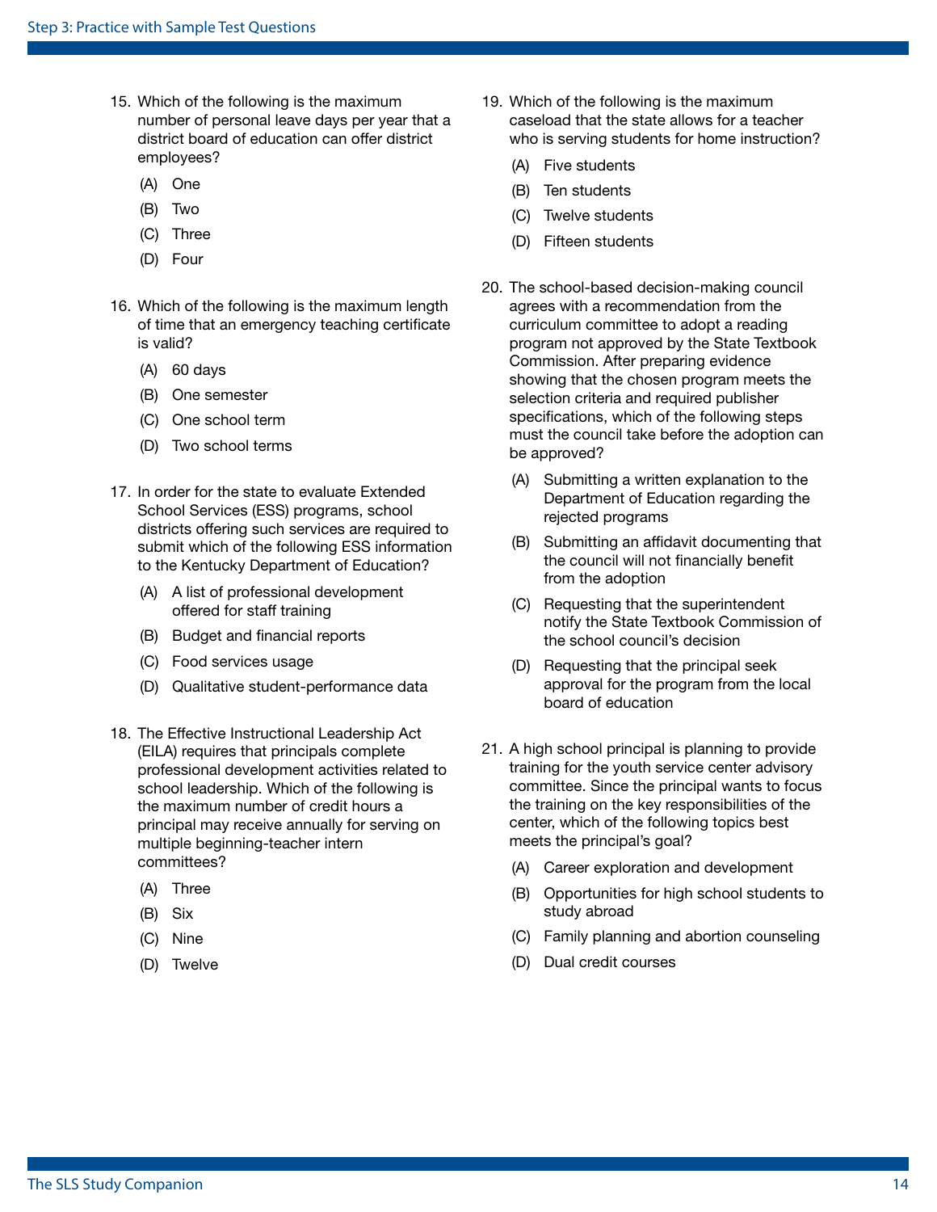15. Which of the following is the maximum number of personal leave days per year that a district board of education can offer district employees?

    (A) One

    (B) Two

    (C) Three

    (D) Four

16. Which of the following is the maximum length of time that an emergency teaching certificate is valid?

    (A) 60 days

    (B) One semester

    (C) One school term

    (D) Two school terms

17. In order for the state to evaluate Extended School Services (ESS) programs, school districts offering such services are required to submit which of the following ESS information to the Kentucky Department of Education?

    (A) A list of professional development offered for staff training

    (B) Budget and financial reports

    (C) Food services usage

    (D) Qualitative student-performance data

18. The Effective Instructional Leadership Act (EILA) requires that principals complete professional development activities related to school leadership. Which of the following is the maximum number of credit hours a principal may receive annually for serving on multiple beginning-teacher intern committees?

    (A) Three

    (B) Six

    (C) Nine

    (D) Twelve

19. Which of the following is the maximum caseload that the state allows for a teacher who is serving students for home instruction?

    (A) Five students

    (B) Ten students

    (C) Twelve students

    (D) Fifteen students

20. The school-based decision-making council agrees with a recommendation from the curriculum committee to adopt a reading program not approved by the State Textbook Commission. After preparing evidence showing that the chosen program meets the selection criteria and required publisher specifications, which of the following steps must the council take before the adoption can be approved?

    (A) Submitting a written explanation to the Department of Education regarding the rejected programs

    (B) Submitting an affidavit documenting that the council will not financially benefit from the adoption

    (C) Requesting that the superintendent notify the State Textbook Commission of the school council's decision

    (D) Requesting that the principal seek approval for the program from the local board of education

21. A high school principal is planning to provide training for the youth service center advisory committee. Since the principal wants to focus the training on the key responsibilities of the center, which of the following topics best meets the principal's goal?

    (A) Career exploration and development

    (B) Opportunities for high school students to study abroad

    (C) Family planning and abortion counseling

    (D) Dual credit courses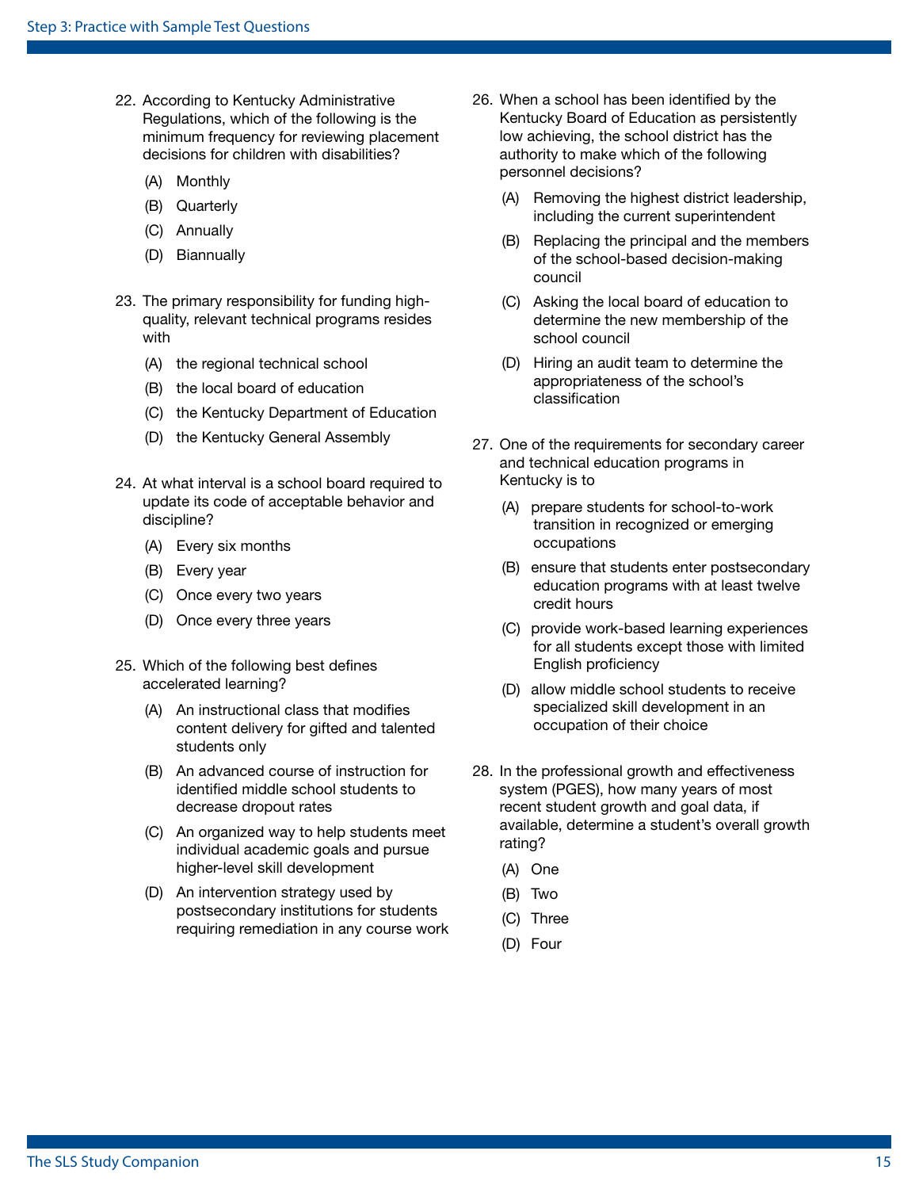22. According to Kentucky Administrative Regulations, which of the following is the minimum frequency for reviewing placement decisions for children with disabilities?

    (A) Monthly
    (B) Quarterly
    (C) Annually
    (D) Biannually

23. The primary responsibility for funding high-quality, relevant technical programs resides with

    (A) the regional technical school
    (B) the local board of education
    (C) the Kentucky Department of Education
    (D) the Kentucky General Assembly

24. At what interval is a school board required to update its code of acceptable behavior and discipline?

    (A) Every six months
    (B) Every year
    (C) Once every two years
    (D) Once every three years

25. Which of the following best defines accelerated learning?

    (A) An instructional class that modifies content delivery for gifted and talented students only
    (B) An advanced course of instruction for identified middle school students to decrease dropout rates
    (C) An organized way to help students meet individual academic goals and pursue higher-level skill development
    (D) An intervention strategy used by postsecondary institutions for students requiring remediation in any course work

26. When a school has been identified by the Kentucky Board of Education as persistently low achieving, the school district has the authority to make which of the following personnel decisions?

    (A) Removing the highest district leadership, including the current superintendent
    (B) Replacing the principal and the members of the school-based decision-making council
    (C) Asking the local board of education to determine the new membership of the school council
    (D) Hiring an audit team to determine the appropriateness of the school's classification

27. One of the requirements for secondary career and technical education programs in Kentucky is to

    (A) prepare students for school-to-work transition in recognized or emerging occupations
    (B) ensure that students enter postsecondary education programs with at least twelve credit hours
    (C) provide work-based learning experiences for all students except those with limited English proficiency
    (D) allow middle school students to receive specialized skill development in an occupation of their choice

28. In the professional growth and effectiveness system (PGES), how many years of most recent student growth and goal data, if available, determine a student's overall growth rating?

    (A) One
    (B) Two
    (C) Three
    (D) Four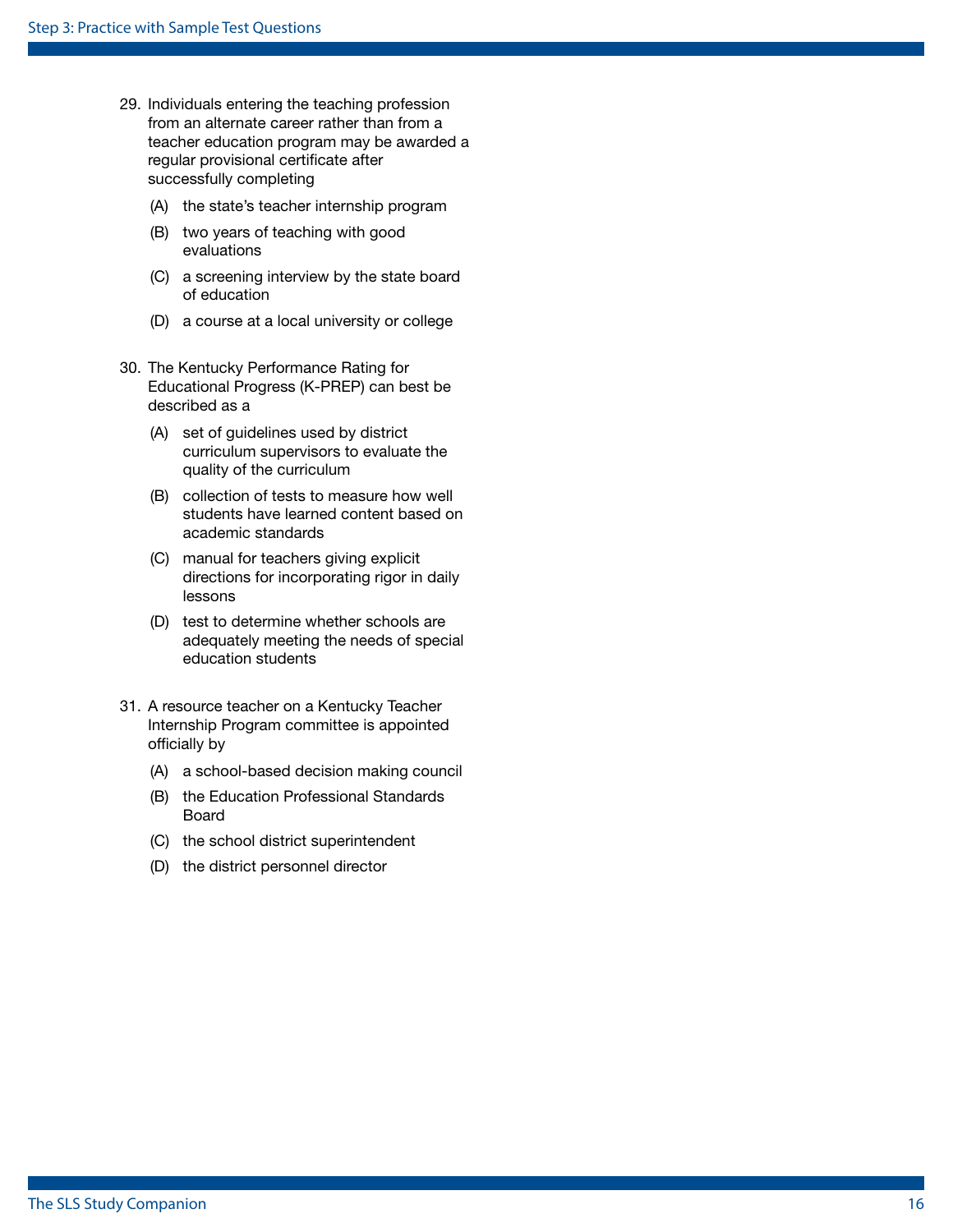29. Individuals entering the teaching profession from an alternate career rather than from a teacher education program may be awarded a regular provisional certificate after successfully completing

    (A) the state's teacher internship program

    (B) two years of teaching with good evaluations

    (C) a screening interview by the state board of education

    (D) a course at a local university or college

30. The Kentucky Performance Rating for Educational Progress (K-PREP) can best be described as a

    (A) set of guidelines used by district curriculum supervisors to evaluate the quality of the curriculum

    (B) collection of tests to measure how well students have learned content based on academic standards

    (C) manual for teachers giving explicit directions for incorporating rigor in daily lessons

    (D) test to determine whether schools are adequately meeting the needs of special education students

31. A resource teacher on a Kentucky Teacher Internship Program committee is appointed officially by

    (A) a school-based decision making council

    (B) the Education Professional Standards Board

    (C) the school district superintendent

    (D) the district personnel director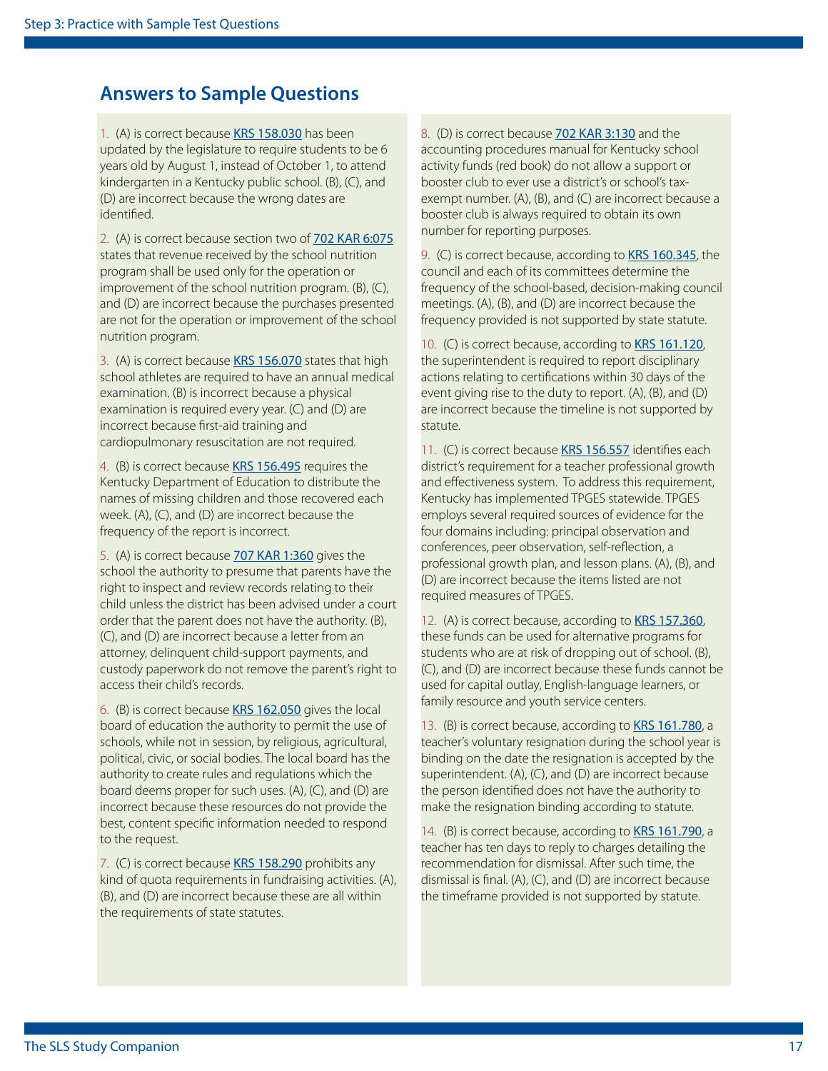## Answers to Sample Questions

1. (A) is correct because KRS 158.030 has been updated by the legislature to require students to be 6 years old by August 1, instead of October 1, to attend kindergarten in a Kentucky public school. (B), (C), and (D) are incorrect because the wrong dates are identified.

2. (A) is correct because section two of 702 KAR 6:075 states that revenue received by the school nutrition program shall be used only for the operation or improvement of the school nutrition program. (B), (C), and (D) are incorrect because the purchases presented are not for the operation or improvement of the school nutrition program.

3. (A) is correct because KRS 156.070 states that high school athletes are required to have an annual medical examination. (B) is incorrect because a physical examination is required every year. (C) and (D) are incorrect because first-aid training and cardiopulmonary resuscitation are not required.

4. (B) is correct because KRS 156.495 requires the Kentucky Department of Education to distribute the names of missing children and those recovered each week. (A), (C), and (D) are incorrect because the frequency of the report is incorrect.

5. (A) is correct because 707 KAR 1:360 gives the school the authority to presume that parents have the right to inspect and review records relating to their child unless the district has been advised under a court order that the parent does not have the authority. (B), (C), and (D) are incorrect because a letter from an attorney, delinquent child-support payments, and custody paperwork do not remove the parent's right to access their child's records.

6. (B) is correct because KRS 162.050 gives the local board of education the authority to permit the use of schools, while not in session, by religious, agricultural, political, civic, or social bodies. The local board has the authority to create rules and regulations which the board deems proper for such uses. (A), (C), and (D) are incorrect because these resources do not provide the best, content specific information needed to respond to the request.

7. (C) is correct because KRS 158.290 prohibits any kind of quota requirements in fundraising activities. (A), (B), and (D) are incorrect because these are all within the requirements of state statutes.

8. (D) is correct because 702 KAR 3:130 and the accounting procedures manual for Kentucky school activity funds (red book) do not allow a support or booster club to ever use a district's or school's tax-exempt number. (A), (B), and (C) are incorrect because a booster club is always required to obtain its own number for reporting purposes.

9. (C) is correct because, according to KRS 160.345, the council and each of its committees determine the frequency of the school-based, decision-making council meetings. (A), (B), and (D) are incorrect because the frequency provided is not supported by state statute.

10. (C) is correct because, according to KRS 161.120, the superintendent is required to report disciplinary actions relating to certifications within 30 days of the event giving rise to the duty to report. (A), (B), and (D) are incorrect because the timeline is not supported by statute.

11. (C) is correct because KRS 156.557 identifies each district's requirement for a teacher professional growth and effectiveness system. To address this requirement, Kentucky has implemented TPGES statewide. TPGES employs several required sources of evidence for the four domains including: principal observation and conferences, peer observation, self-reflection, a professional growth plan, and lesson plans. (A), (B), and (D) are incorrect because the items listed are not required measures of TPGES.

12. (A) is correct because, according to KRS 157.360, these funds can be used for alternative programs for students who are at risk of dropping out of school. (B), (C), and (D) are incorrect because these funds cannot be used for capital outlay, English-language learners, or family resource and youth service centers.

13. (B) is correct because, according to KRS 161.780, a teacher's voluntary resignation during the school year is binding on the date the resignation is accepted by the superintendent. (A), (C), and (D) are incorrect because the person identified does not have the authority to make the resignation binding according to statute.

14. (B) is correct because, according to KRS 161.790, a teacher has ten days to reply to charges detailing the recommendation for dismissal. After such time, the dismissal is final. (A), (C), and (D) are incorrect because the timeframe provided is not supported by statute.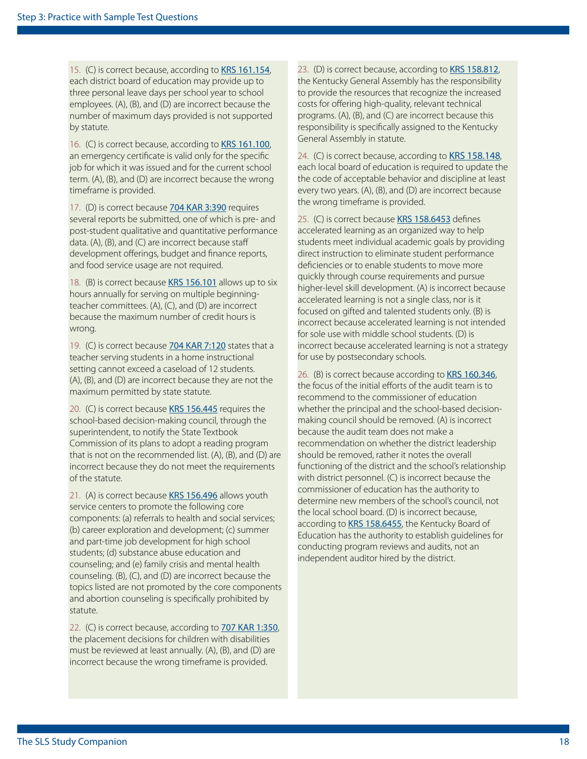15. (C) is correct because, according to [KRS 161.154](), each district board of education may provide up to three personal leave days per school year to school employees. (A), (B), and (D) are incorrect because the number of maximum days provided is not supported by statute.

16. (C) is correct because, according to [KRS 161.100](), an emergency certificate is valid only for the specific job for which it was issued and for the current school term. (A), (B), and (D) are incorrect because the wrong timeframe is provided.

17. (D) is correct because [704 KAR 3:390]() requires several reports be submitted, one of which is pre- and post-student qualitative and quantitative performance data. (A), (B), and (C) are incorrect because staff development offerings, budget and finance reports, and food service usage are not required.

18. (B) is correct because [KRS 156.101]() allows up to six hours annually for serving on multiple beginning-teacher committees. (A), (C), and (D) are incorrect because the maximum number of credit hours is wrong.

19. (C) is correct because [704 KAR 7:120]() states that a teacher serving students in a home instructional setting cannot exceed a caseload of 12 students. (A), (B), and (D) are incorrect because they are not the maximum permitted by state statute.

20. (C) is correct because [KRS 156.445]() requires the school-based decision-making council, through the superintendent, to notify the State Textbook Commission of its plans to adopt a reading program that is not on the recommended list. (A), (B), and (D) are incorrect because they do not meet the requirements of the statute.

21. (A) is correct because [KRS 156.496]() allows youth service centers to promote the following core components: (a) referrals to health and social services; (b) career exploration and development; (c) summer and part-time job development for high school students; (d) substance abuse education and counseling; and (e) family crisis and mental health counseling. (B), (C), and (D) are incorrect because the topics listed are not promoted by the core components and abortion counseling is specifically prohibited by statute.

22. (C) is correct because, according to [707 KAR 1:350](), the placement decisions for children with disabilities must be reviewed at least annually. (A), (B), and (D) are incorrect because the wrong timeframe is provided.

23. (D) is correct because, according to [KRS 158.812](), the Kentucky General Assembly has the responsibility to provide the resources that recognize the increased costs for offering high-quality, relevant technical programs. (A), (B), and (C) are incorrect because this responsibility is specifically assigned to the Kentucky General Assembly in statute.

24. (C) is correct because, according to [KRS 158.148](), each local board of education is required to update the the code of acceptable behavior and discipline at least every two years. (A), (B), and (D) are incorrect because the wrong timeframe is provided.

25. (C) is correct because [KRS 158.6453]() defines accelerated learning as an organized way to help students meet individual academic goals by providing direct instruction to eliminate student performance deficiencies or to enable students to move more quickly through course requirements and pursue higher-level skill development. (A) is incorrect because accelerated learning is not a single class, nor is it focused on gifted and talented students only. (B) is incorrect because accelerated learning is not intended for sole use with middle school students. (D) is incorrect because accelerated learning is not a strategy for use by postsecondary schools.

26. (B) is correct because according to [KRS 160.346](), the focus of the initial efforts of the audit team is to recommend to the commissioner of education whether the principal and the school-based decision-making council should be removed. (A) is incorrect because the audit team does not make a recommendation on whether the district leadership should be removed, rather it notes the overall functioning of the district and the school's relationship with district personnel. (C) is incorrect because the commissioner of education has the authority to determine new members of the school's council, not the local school board. (D) is incorrect because, according to [KRS 158.6455](), the Kentucky Board of Education has the authority to establish guidelines for conducting program reviews and audits, not an independent auditor hired by the district.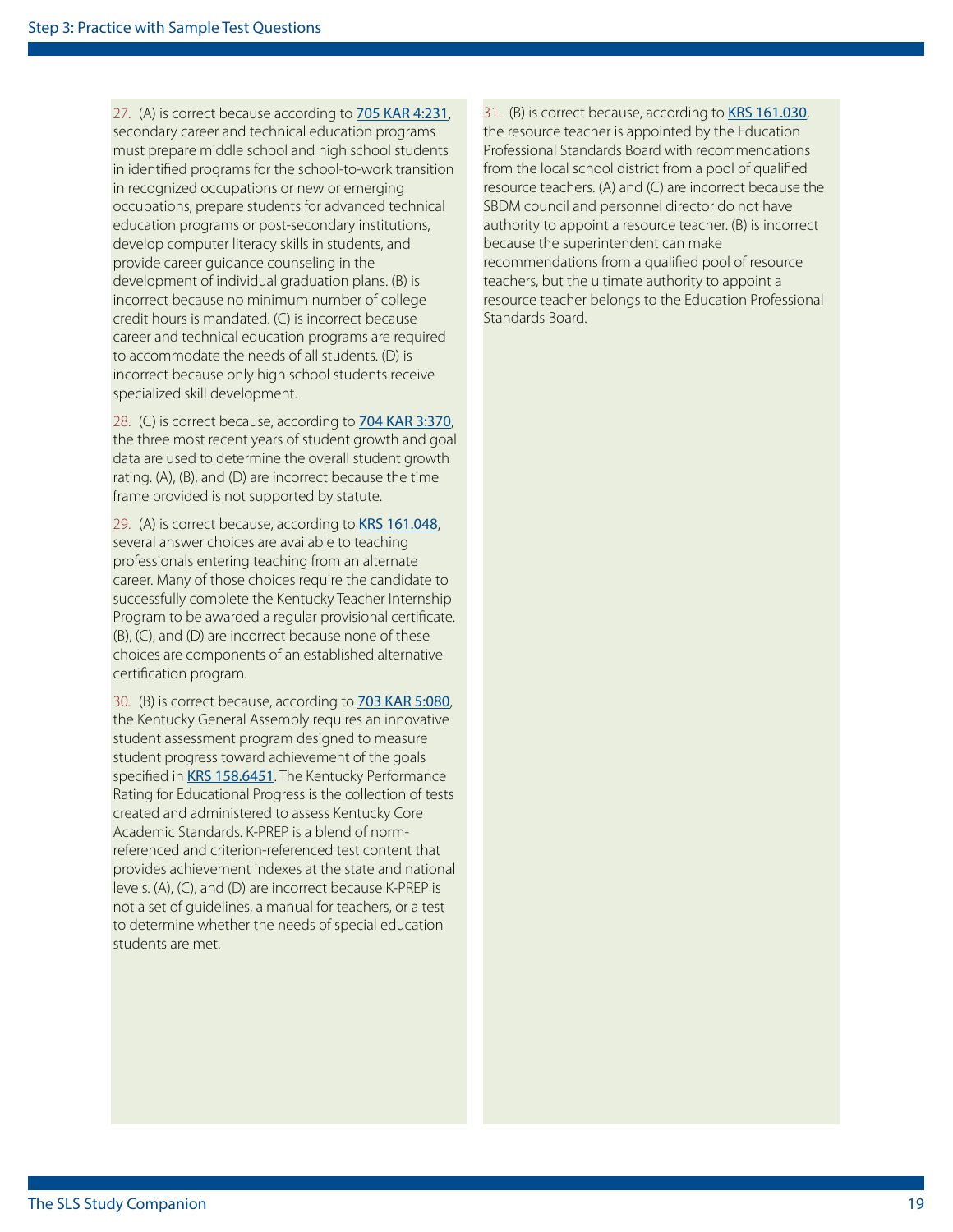27. (A) is correct because according to [705 KAR 4:231](), secondary career and technical education programs must prepare middle school and high school students in identified programs for the school-to-work transition in recognized occupations or new or emerging occupations, prepare students for advanced technical education programs or post-secondary institutions, develop computer literacy skills in students, and provide career guidance counseling in the development of individual graduation plans. (B) is incorrect because no minimum number of college credit hours is mandated. (C) is incorrect because career and technical education programs are required to accommodate the needs of all students. (D) is incorrect because only high school students receive specialized skill development.

28. (C) is correct because, according to [704 KAR 3:370](), the three most recent years of student growth and goal data are used to determine the overall student growth rating. (A), (B), and (D) are incorrect because the time frame provided is not supported by statute.

29. (A) is correct because, according to [KRS 161.048](), several answer choices are available to teaching professionals entering teaching from an alternate career. Many of those choices require the candidate to successfully complete the Kentucky Teacher Internship Program to be awarded a regular provisional certificate. (B), (C), and (D) are incorrect because none of these choices are components of an established alternative certification program.

30. (B) is correct because, according to [703 KAR 5:080](), the Kentucky General Assembly requires an innovative student assessment program designed to measure student progress toward achievement of the goals specified in [KRS 158.6451](). The Kentucky Performance Rating for Educational Progress is the collection of tests created and administered to assess Kentucky Core Academic Standards. K-PREP is a blend of norm-referenced and criterion-referenced test content that provides achievement indexes at the state and national levels. (A), (C), and (D) are incorrect because K-PREP is not a set of guidelines, a manual for teachers, or a test to determine whether the needs of special education students are met.

31. (B) is correct because, according to [KRS 161.030](), the resource teacher is appointed by the Education Professional Standards Board with recommendations from the local school district from a pool of qualified resource teachers. (A) and (C) are incorrect because the SBDM council and personnel director do not have authority to appoint a resource teacher. (B) is incorrect because the superintendent can make recommendations from a qualified pool of resource teachers, but the ultimate authority to appoint a resource teacher belongs to the Education Professional Standards Board.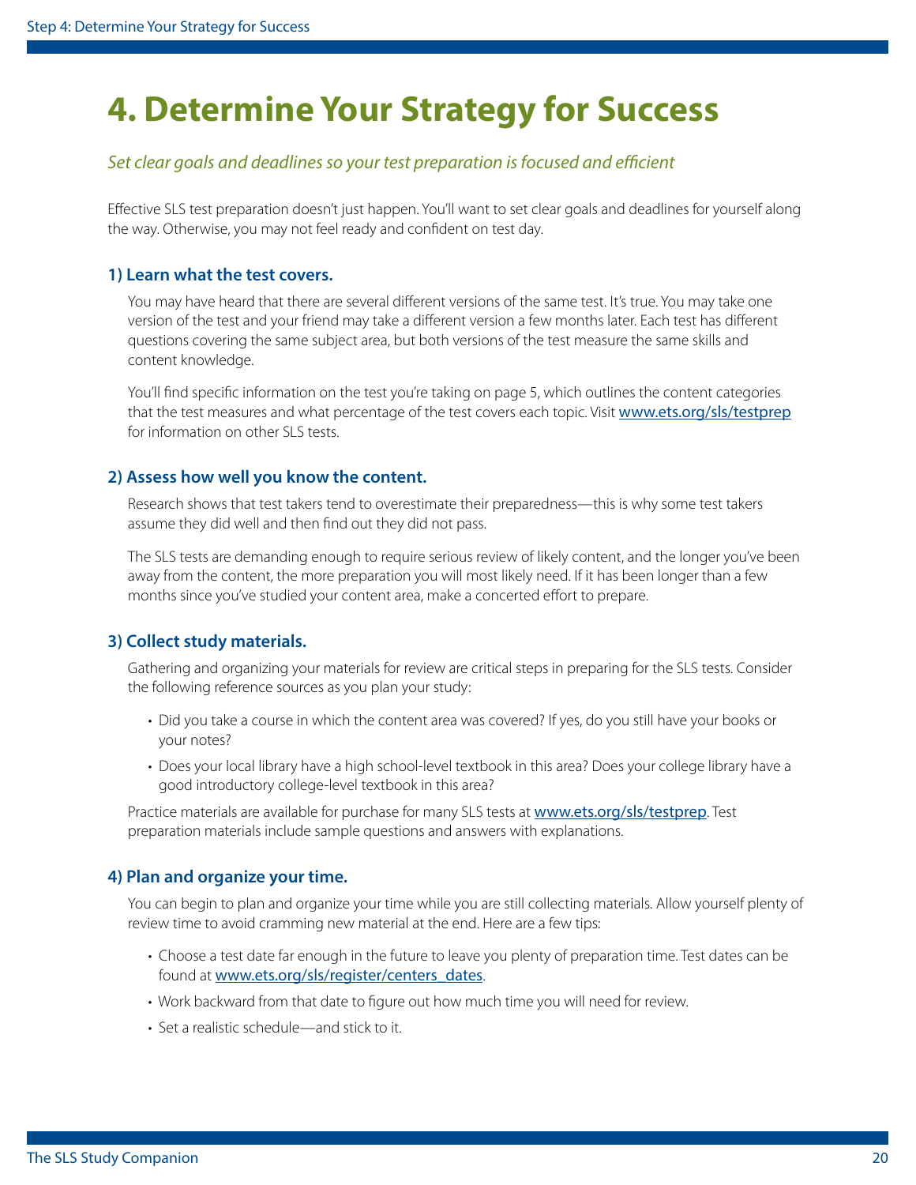# 4. Determine Your Strategy for Success

*Set clear goals and deadlines so your test preparation is focused and efficient*

Effective SLS test preparation doesn't just happen. You'll want to set clear goals and deadlines for yourself along the way. Otherwise, you may not feel ready and confident on test day.

### 1) Learn what the test covers.

You may have heard that there are several different versions of the same test. It's true. You may take one version of the test and your friend may take a different version a few months later. Each test has different questions covering the same subject area, but both versions of the test measure the same skills and content knowledge.

You'll find specific information on the test you're taking on page 5, which outlines the content categories that the test measures and what percentage of the test covers each topic. Visit www.ets.org/sls/testprep for information on other SLS tests.

### 2) Assess how well you know the content.

Research shows that test takers tend to overestimate their preparedness—this is why some test takers assume they did well and then find out they did not pass.

The SLS tests are demanding enough to require serious review of likely content, and the longer you've been away from the content, the more preparation you will most likely need. If it has been longer than a few months since you've studied your content area, make a concerted effort to prepare.

### 3) Collect study materials.

Gathering and organizing your materials for review are critical steps in preparing for the SLS tests. Consider the following reference sources as you plan your study:

- Did you take a course in which the content area was covered? If yes, do you still have your books or your notes?
- Does your local library have a high school-level textbook in this area? Does your college library have a good introductory college-level textbook in this area?

Practice materials are available for purchase for many SLS tests at www.ets.org/sls/testprep. Test preparation materials include sample questions and answers with explanations.

### 4) Plan and organize your time.

You can begin to plan and organize your time while you are still collecting materials. Allow yourself plenty of review time to avoid cramming new material at the end. Here are a few tips:

- Choose a test date far enough in the future to leave you plenty of preparation time. Test dates can be found at www.ets.org/sls/register/centers_dates.
- Work backward from that date to figure out how much time you will need for review.
- Set a realistic schedule—and stick to it.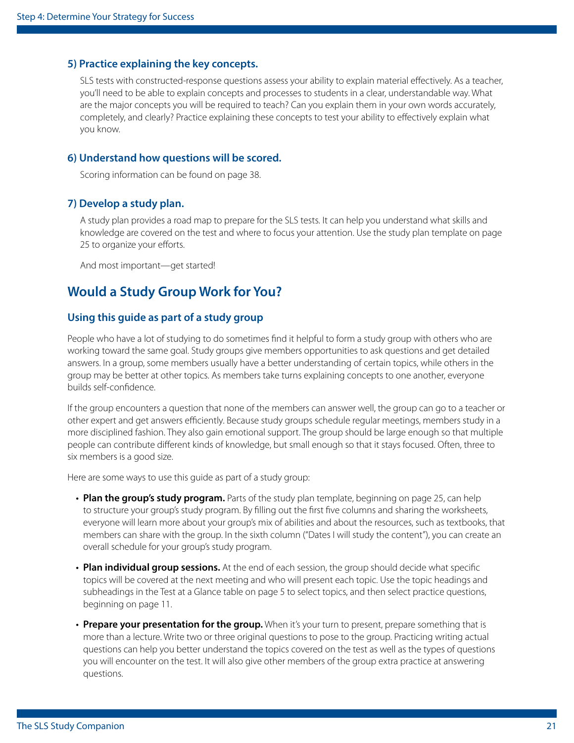### 5) Practice explaining the key concepts.

SLS tests with constructed-response questions assess your ability to explain material effectively. As a teacher, you'll need to be able to explain concepts and processes to students in a clear, understandable way. What are the major concepts you will be required to teach? Can you explain them in your own words accurately, completely, and clearly? Practice explaining these concepts to test your ability to effectively explain what you know.

### 6) Understand how questions will be scored.

Scoring information can be found on page 38.

### 7) Develop a study plan.

A study plan provides a road map to prepare for the SLS tests. It can help you understand what skills and knowledge are covered on the test and where to focus your attention. Use the study plan template on page 25 to organize your efforts.

And most important—get started!

## Would a Study Group Work for You?

### Using this guide as part of a study group

People who have a lot of studying to do sometimes find it helpful to form a study group with others who are working toward the same goal. Study groups give members opportunities to ask questions and get detailed answers. In a group, some members usually have a better understanding of certain topics, while others in the group may be better at other topics. As members take turns explaining concepts to one another, everyone builds self-confidence.

If the group encounters a question that none of the members can answer well, the group can go to a teacher or other expert and get answers efficiently. Because study groups schedule regular meetings, members study in a more disciplined fashion. They also gain emotional support. The group should be large enough so that multiple people can contribute different kinds of knowledge, but small enough so that it stays focused. Often, three to six members is a good size.

Here are some ways to use this guide as part of a study group:

- **Plan the group's study program.** Parts of the study plan template, beginning on page 25, can help to structure your group's study program. By filling out the first five columns and sharing the worksheets, everyone will learn more about your group's mix of abilities and about the resources, such as textbooks, that members can share with the group. In the sixth column ("Dates I will study the content"), you can create an overall schedule for your group's study program.
- **Plan individual group sessions.** At the end of each session, the group should decide what specific topics will be covered at the next meeting and who will present each topic. Use the topic headings and subheadings in the Test at a Glance table on page 5 to select topics, and then select practice questions, beginning on page 11.
- **Prepare your presentation for the group.** When it's your turn to present, prepare something that is more than a lecture. Write two or three original questions to pose to the group. Practicing writing actual questions can help you better understand the topics covered on the test as well as the types of questions you will encounter on the test. It will also give other members of the group extra practice at answering questions.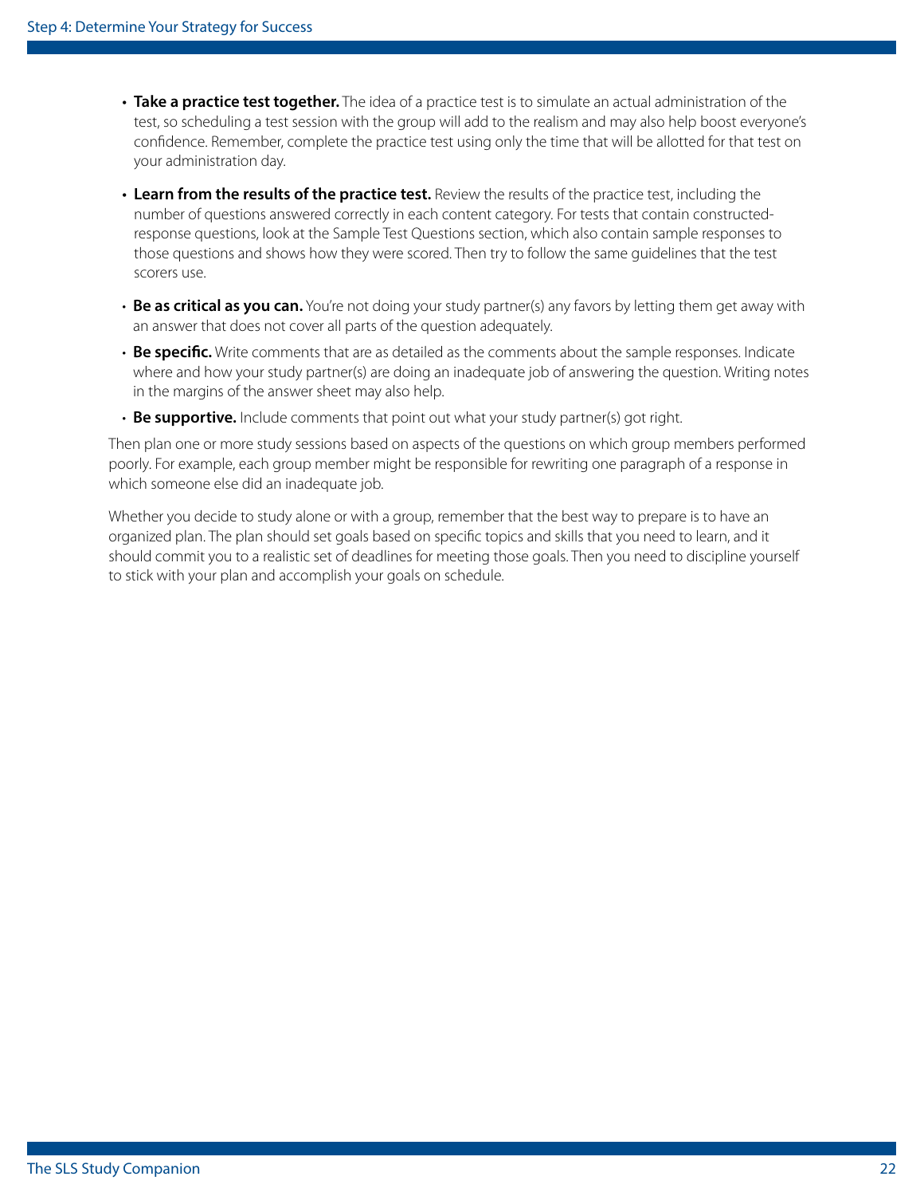- **Take a practice test together.** The idea of a practice test is to simulate an actual administration of the test, so scheduling a test session with the group will add to the realism and may also help boost everyone's confidence. Remember, complete the practice test using only the time that will be allotted for that test on your administration day.
- **Learn from the results of the practice test.** Review the results of the practice test, including the number of questions answered correctly in each content category. For tests that contain constructed-response questions, look at the Sample Test Questions section, which also contain sample responses to those questions and shows how they were scored. Then try to follow the same guidelines that the test scorers use.
- **Be as critical as you can.** You're not doing your study partner(s) any favors by letting them get away with an answer that does not cover all parts of the question adequately.
- **Be specific.** Write comments that are as detailed as the comments about the sample responses. Indicate where and how your study partner(s) are doing an inadequate job of answering the question. Writing notes in the margins of the answer sheet may also help.
- **Be supportive.** Include comments that point out what your study partner(s) got right.

Then plan one or more study sessions based on aspects of the questions on which group members performed poorly. For example, each group member might be responsible for rewriting one paragraph of a response in which someone else did an inadequate job.

Whether you decide to study alone or with a group, remember that the best way to prepare is to have an organized plan. The plan should set goals based on specific topics and skills that you need to learn, and it should commit you to a realistic set of deadlines for meeting those goals. Then you need to discipline yourself to stick with your plan and accomplish your goals on schedule.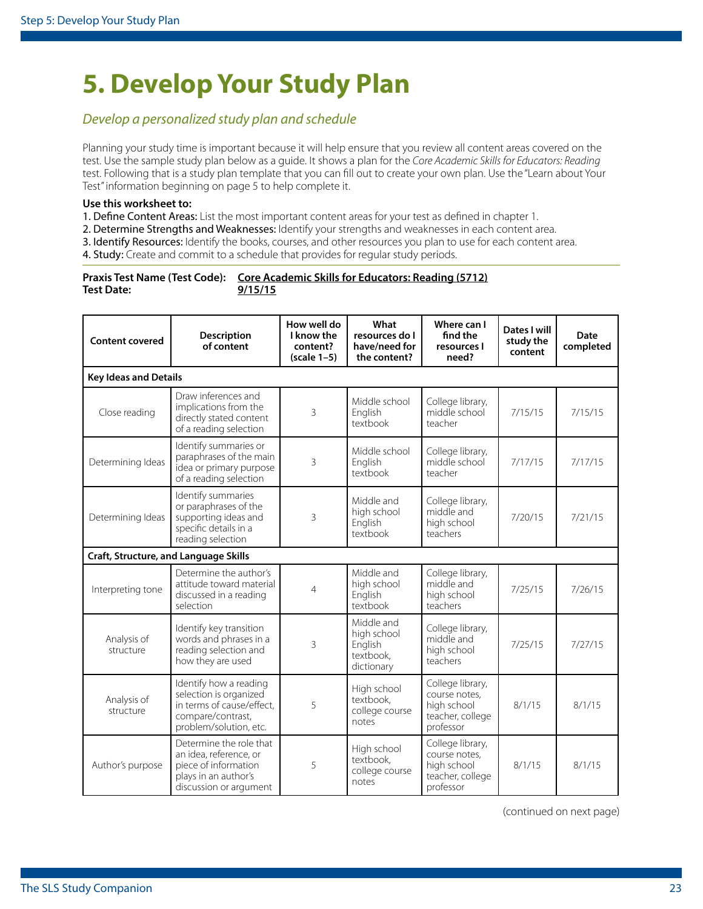# 5. Develop Your Study Plan

*Develop a personalized study plan and schedule*

Planning your study time is important because it will help ensure that you review all content areas covered on the test. Use the sample study plan below as a guide. It shows a plan for the *Core Academic Skills for Educators: Reading* test. Following that is a study plan template that you can fill out to create your own plan. Use the "Learn about Your Test" information beginning on page 5 to help complete it.

**Use this worksheet to:**

1. Define Content Areas: List the most important content areas for your test as defined in chapter 1.
2. Determine Strengths and Weaknesses: Identify your strengths and weaknesses in each content area.
3. Identify Resources: Identify the books, courses, and other resources you plan to use for each content area.
4. Study: Create and commit to a schedule that provides for regular study periods.

**Praxis Test Name (Test Code):** Core Academic Skills for Educators: Reading (5712)
**Test Date:** 9/15/15

| Content covered | Description of content | How well do I know the content? (scale 1–5) | What resources do I have/need for the content? | Where can I find the resources I need? | Dates I will study the content | Date completed |
|---|---|---|---|---|---|---|
| **Key Ideas and Details** | | | | | | |
| Close reading | Draw inferences and implications from the directly stated content of a reading selection | 3 | Middle school English textbook | College library, middle school teacher | 7/15/15 | 7/15/15 |
| Determining Ideas | Identify summaries or paraphrases of the main idea or primary purpose of a reading selection | 3 | Middle school English textbook | College library, middle school teacher | 7/17/15 | 7/17/15 |
| Determining Ideas | Identify summaries or paraphrases of the supporting ideas and specific details in a reading selection | 3 | Middle and high school English textbook | College library, middle and high school teachers | 7/20/15 | 7/21/15 |
| **Craft, Structure, and Language Skills** | | | | | | |
| Interpreting tone | Determine the author's attitude toward material discussed in a reading selection | 4 | Middle and high school English textbook | College library, middle and high school teachers | 7/25/15 | 7/26/15 |
| Analysis of structure | Identify key transition words and phrases in a reading selection and how they are used | 3 | Middle and high school English textbook, dictionary | College library, middle and high school teachers | 7/25/15 | 7/27/15 |
| Analysis of structure | Identify how a reading selection is organized in terms of cause/effect, compare/contrast, problem/solution, etc. | 5 | High school textbook, college course notes | College library, course notes, high school teacher, college professor | 8/1/15 | 8/1/15 |
| Author's purpose | Determine the role that an idea, reference, or piece of information plays in an author's discussion or argument | 5 | High school textbook, college course notes | College library, course notes, high school teacher, college professor | 8/1/15 | 8/1/15 |

(continued on next page)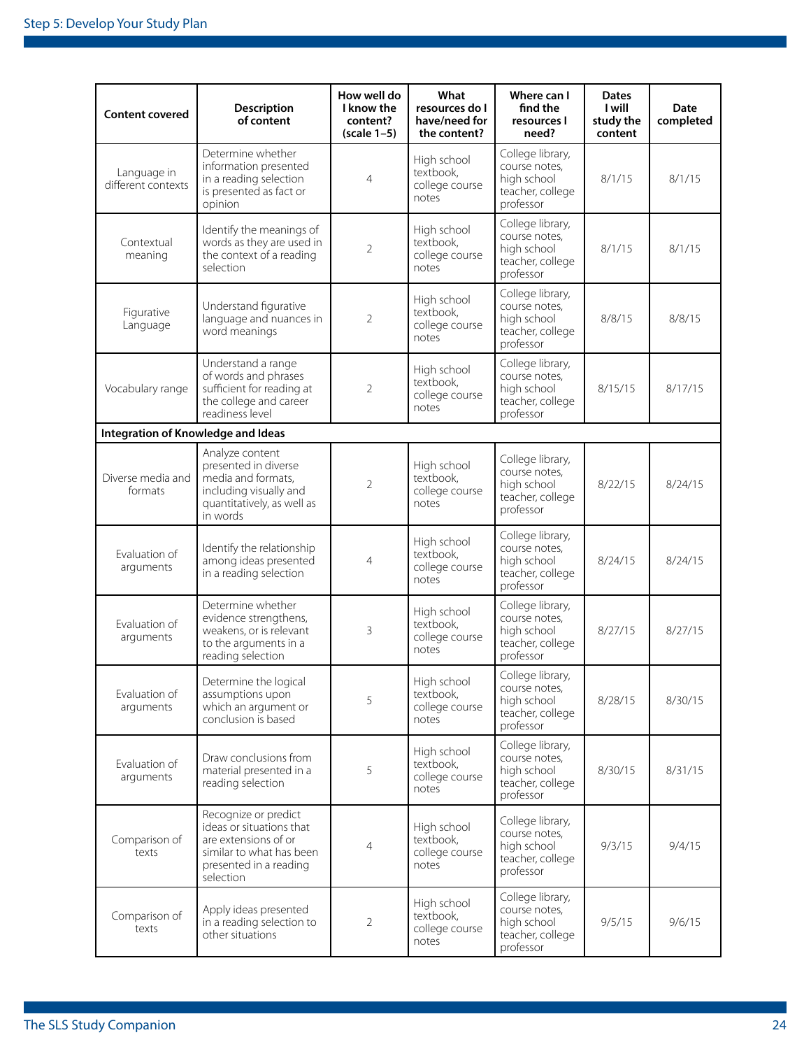| Content covered | Description of content | How well do I know the content? (scale 1–5) | What resources do I have/need for the content? | Where can I find the resources I need? | Dates I will study the content | Date completed |
|---|---|---|---|---|---|---|
| Language in different contexts | Determine whether information presented in a reading selection is presented as fact or opinion | 4 | High school textbook, college course notes | College library, course notes, high school teacher, college professor | 8/1/15 | 8/1/15 |
| Contextual meaning | Identify the meanings of words as they are used in the context of a reading selection | 2 | High school textbook, college course notes | College library, course notes, high school teacher, college professor | 8/1/15 | 8/1/15 |
| Figurative Language | Understand figurative language and nuances in word meanings | 2 | High school textbook, college course notes | College library, course notes, high school teacher, college professor | 8/8/15 | 8/8/15 |
| Vocabulary range | Understand a range of words and phrases sufficient for reading at the college and career readiness level | 2 | High school textbook, college course notes | College library, course notes, high school teacher, college professor | 8/15/15 | 8/17/15 |
| **Integration of Knowledge and Ideas** | | | | | | |
| Diverse media and formats | Analyze content presented in diverse media and formats, including visually and quantitatively, as well as in words | 2 | High school textbook, college course notes | College library, course notes, high school teacher, college professor | 8/22/15 | 8/24/15 |
| Evaluation of arguments | Identify the relationship among ideas presented in a reading selection | 4 | High school textbook, college course notes | College library, course notes, high school teacher, college professor | 8/24/15 | 8/24/15 |
| Evaluation of arguments | Determine whether evidence strengthens, weakens, or is relevant to the arguments in a reading selection | 3 | High school textbook, college course notes | College library, course notes, high school teacher, college professor | 8/27/15 | 8/27/15 |
| Evaluation of arguments | Determine the logical assumptions upon which an argument or conclusion is based | 5 | High school textbook, college course notes | College library, course notes, high school teacher, college professor | 8/28/15 | 8/30/15 |
| Evaluation of arguments | Draw conclusions from material presented in a reading selection | 5 | High school textbook, college course notes | College library, course notes, high school teacher, college professor | 8/30/15 | 8/31/15 |
| Comparison of texts | Recognize or predict ideas or situations that are extensions of or similar to what has been presented in a reading selection | 4 | High school textbook, college course notes | College library, course notes, high school teacher, college professor | 9/3/15 | 9/4/15 |
| Comparison of texts | Apply ideas presented in a reading selection to other situations | 2 | High school textbook, college course notes | College library, course notes, high school teacher, college professor | 9/5/15 | 9/6/15 |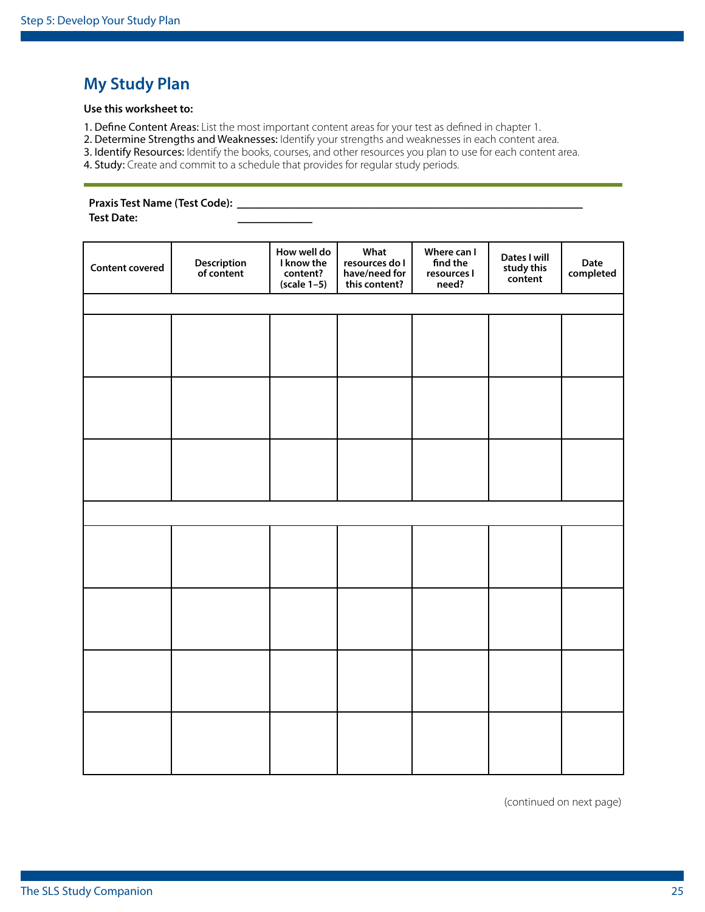## My Study Plan

**Use this worksheet to:**

1. Define Content Areas: List the most important content areas for your test as defined in chapter 1.
2. Determine Strengths and Weaknesses: Identify your strengths and weaknesses in each content area.
3. Identify Resources: Identify the books, courses, and other resources you plan to use for each content area.
4. Study: Create and commit to a schedule that provides for regular study periods.

**Praxis Test Name (Test Code):** ____________________________________________

**Test Date:** _____________

| Content covered | Description of content | How well do I know the content? (scale 1–5) | What resources do I have/need for this content? | Where can I find the resources I need? | Dates I will study this content | Date completed |
|---|---|---|---|---|---|---|
| | | | | | | |
| | | | | | | |
| | | | | | | |
| | | | | | | |
| | | | | | | |
| | | | | | | |
| | | | | | | |
| | | | | | | |
| | | | | | | |

(continued on next page)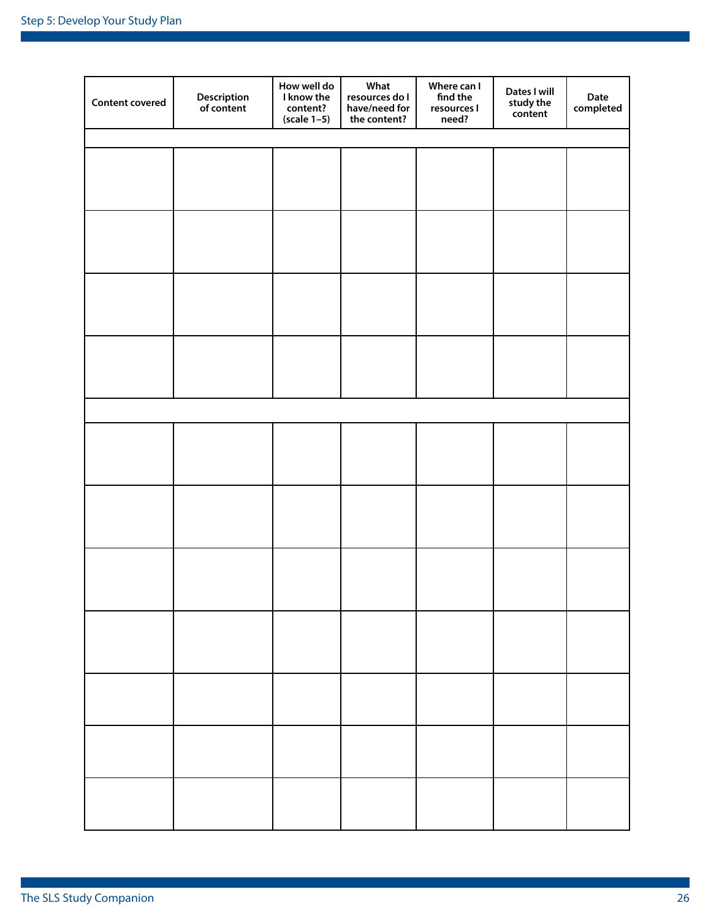| Content covered | Description of content | How well do I know the content? (scale 1–5) | What resources do I have/need for the content? | Where can I find the resources I need? | Dates I will study the content | Date completed |
|---|---|---|---|---|---|---|
| | | | | | | |
| | | | | | | |
| | | | | | | |
| | | | | | | |
| | | | | | | |
| | | | | | | |
| | | | | | | |
| | | | | | | |
| | | | | | | |
| | | | | | | |
| | | | | | | |
| | | | | | | |
| | | | | | | |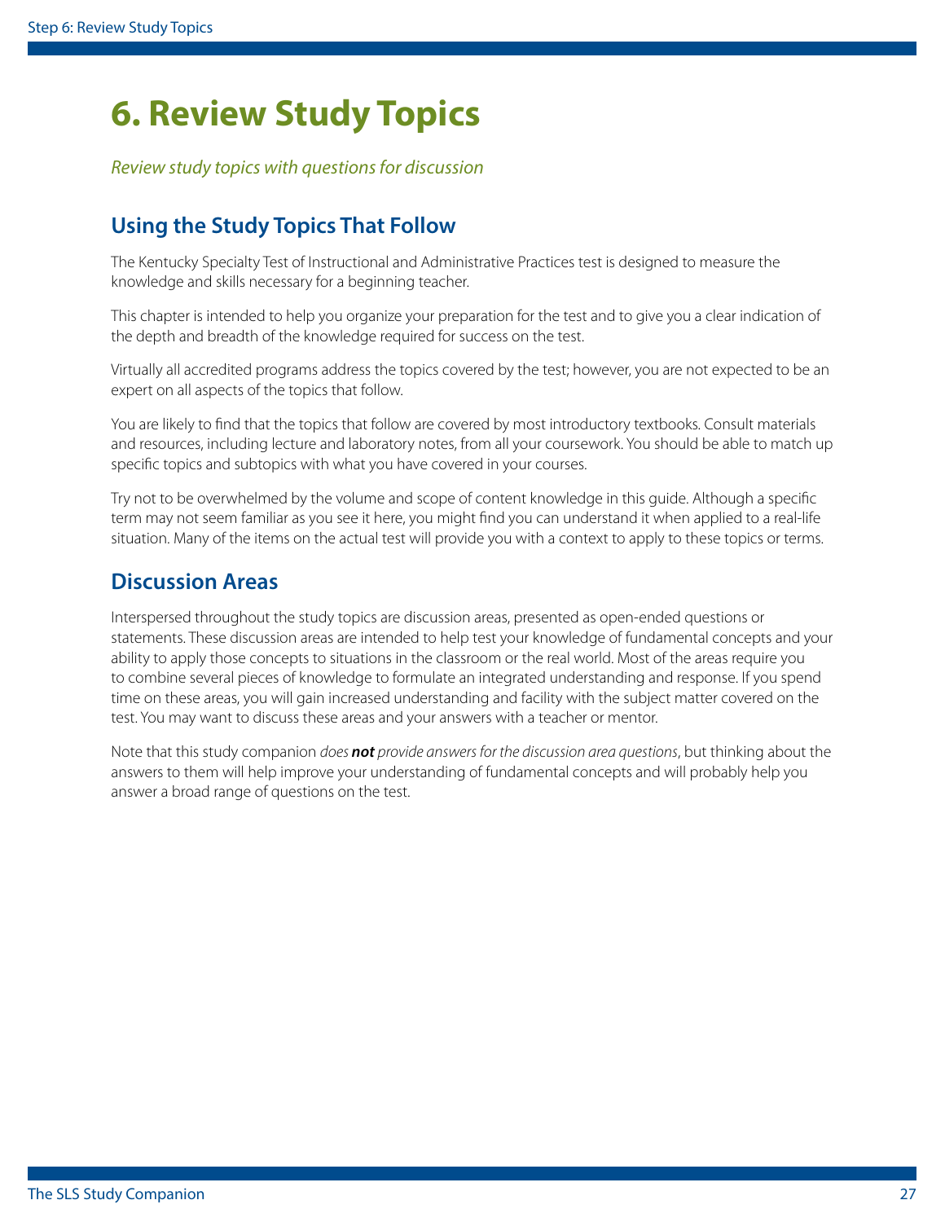# 6. Review Study Topics

*Review study topics with questions for discussion*

## Using the Study Topics That Follow

The Kentucky Specialty Test of Instructional and Administrative Practices test is designed to measure the knowledge and skills necessary for a beginning teacher.

This chapter is intended to help you organize your preparation for the test and to give you a clear indication of the depth and breadth of the knowledge required for success on the test.

Virtually all accredited programs address the topics covered by the test; however, you are not expected to be an expert on all aspects of the topics that follow.

You are likely to find that the topics that follow are covered by most introductory textbooks. Consult materials and resources, including lecture and laboratory notes, from all your coursework. You should be able to match up specific topics and subtopics with what you have covered in your courses.

Try not to be overwhelmed by the volume and scope of content knowledge in this guide. Although a specific term may not seem familiar as you see it here, you might find you can understand it when applied to a real-life situation. Many of the items on the actual test will provide you with a context to apply to these topics or terms.

## Discussion Areas

Interspersed throughout the study topics are discussion areas, presented as open-ended questions or statements. These discussion areas are intended to help test your knowledge of fundamental concepts and your ability to apply those concepts to situations in the classroom or the real world. Most of the areas require you to combine several pieces of knowledge to formulate an integrated understanding and response. If you spend time on these areas, you will gain increased understanding and facility with the subject matter covered on the test. You may want to discuss these areas and your answers with a teacher or mentor.

Note that this study companion *does* ***not*** *provide answers for the discussion area questions*, but thinking about the answers to them will help improve your understanding of fundamental concepts and will probably help you answer a broad range of questions on the test.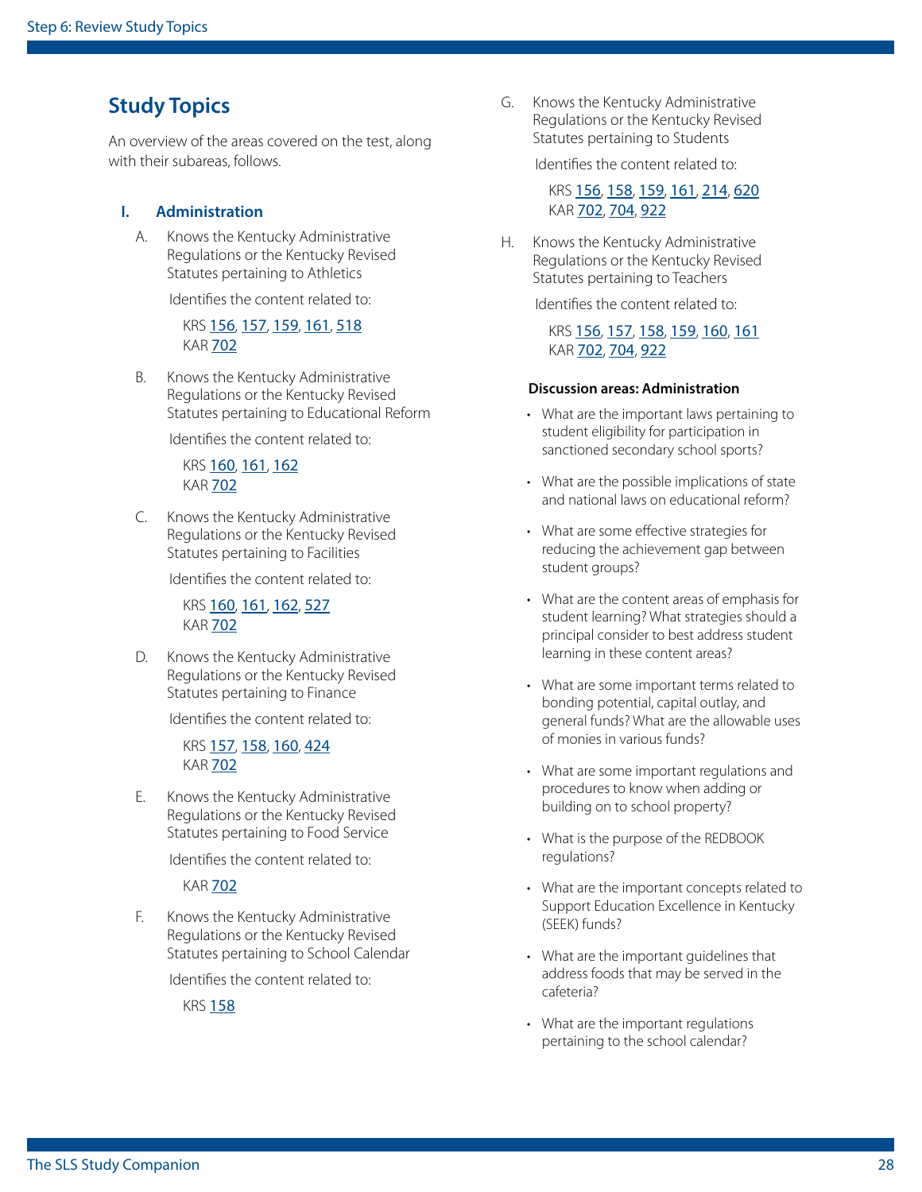## Study Topics

An overview of the areas covered on the test, along with their subareas, follows.

### I. Administration

A. Knows the Kentucky Administrative Regulations or the Kentucky Revised Statutes pertaining to Athletics

Identifies the content related to:

KRS 156, 157, 159, 161, 518
KAR 702

B. Knows the Kentucky Administrative Regulations or the Kentucky Revised Statutes pertaining to Educational Reform

Identifies the content related to:

KRS 160, 161, 162
KAR 702

C. Knows the Kentucky Administrative Regulations or the Kentucky Revised Statutes pertaining to Facilities

Identifies the content related to:

KRS 160, 161, 162, 527
KAR 702

D. Knows the Kentucky Administrative Regulations or the Kentucky Revised Statutes pertaining to Finance

Identifies the content related to:

KRS 157, 158, 160, 424
KAR 702

E. Knows the Kentucky Administrative Regulations or the Kentucky Revised Statutes pertaining to Food Service

Identifies the content related to:

KAR 702

F. Knows the Kentucky Administrative Regulations or the Kentucky Revised Statutes pertaining to School Calendar

Identifies the content related to:

KRS 158

G. Knows the Kentucky Administrative Regulations or the Kentucky Revised Statutes pertaining to Students

Identifies the content related to:

KRS 156, 158, 159, 161, 214, 620
KAR 702, 704, 922

H. Knows the Kentucky Administrative Regulations or the Kentucky Revised Statutes pertaining to Teachers

Identifies the content related to:

KRS 156, 157, 158, 159, 160, 161
KAR 702, 704, 922

**Discussion areas: Administration**

- What are the important laws pertaining to student eligibility for participation in sanctioned secondary school sports?
- What are the possible implications of state and national laws on educational reform?
- What are some effective strategies for reducing the achievement gap between student groups?
- What are the content areas of emphasis for student learning? What strategies should a principal consider to best address student learning in these content areas?
- What are some important terms related to bonding potential, capital outlay, and general funds? What are the allowable uses of monies in various funds?
- What are some important regulations and procedures to know when adding or building on to school property?
- What is the purpose of the REDBOOK regulations?
- What are the important concepts related to Support Education Excellence in Kentucky (SEEK) funds?
- What are the important guidelines that address foods that may be served in the cafeteria?
- What are the important regulations pertaining to the school calendar?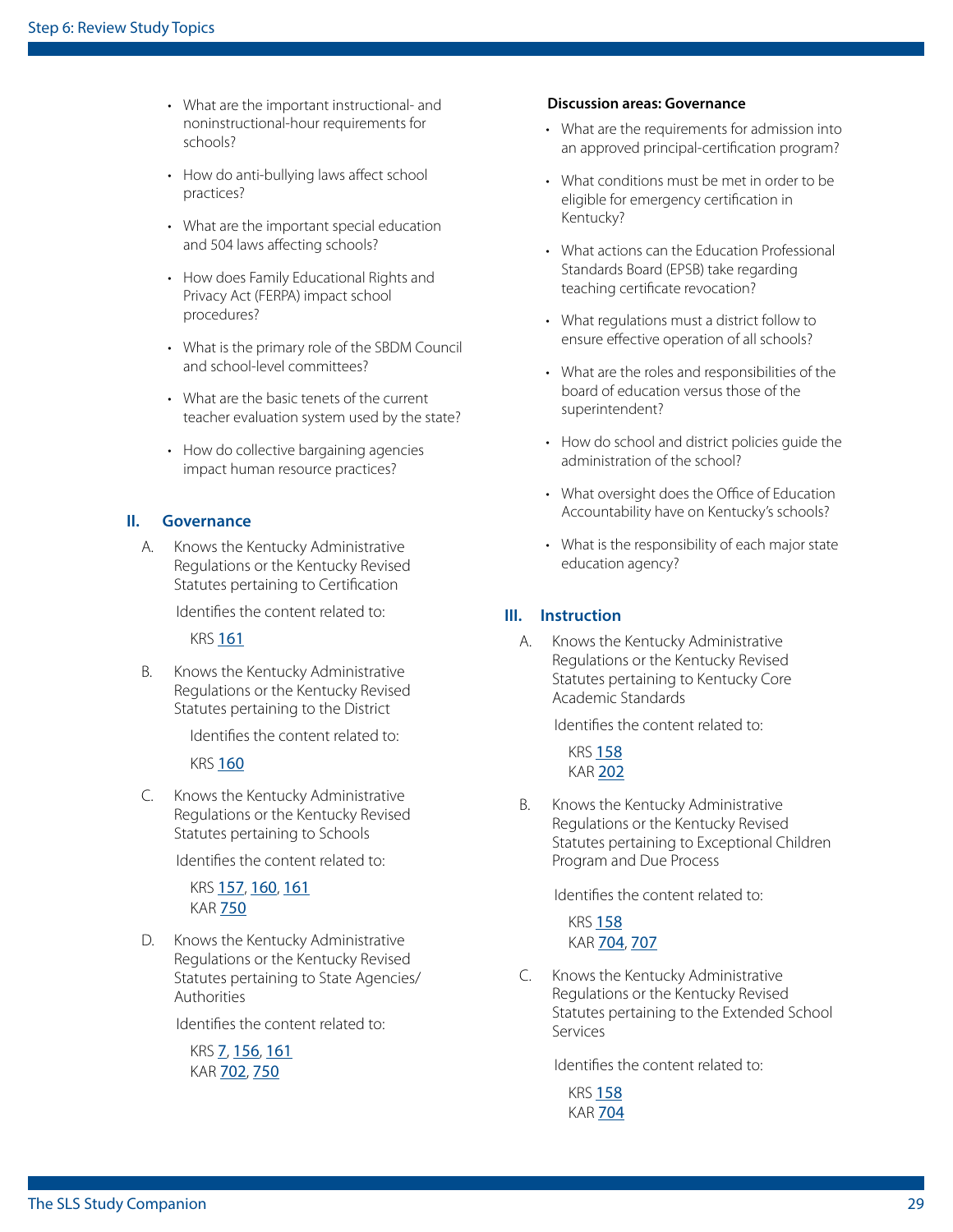- What are the important instructional- and noninstructional-hour requirements for schools?
- How do anti-bullying laws affect school practices?
- What are the important special education and 504 laws affecting schools?
- How does Family Educational Rights and Privacy Act (FERPA) impact school procedures?
- What is the primary role of the SBDM Council and school-level committees?
- What are the basic tenets of the current teacher evaluation system used by the state?
- How do collective bargaining agencies impact human resource practices?

## II. Governance

A. Knows the Kentucky Administrative Regulations or the Kentucky Revised Statutes pertaining to Certification

Identifies the content related to:

KRS 161

B. Knows the Kentucky Administrative Regulations or the Kentucky Revised Statutes pertaining to the District

Identifies the content related to:

KRS 160

C. Knows the Kentucky Administrative Regulations or the Kentucky Revised Statutes pertaining to Schools

Identifies the content related to:

KRS 157, 160, 161
KAR 750

D. Knows the Kentucky Administrative Regulations or the Kentucky Revised Statutes pertaining to State Agencies/Authorities

Identifies the content related to:

KRS 7, 156, 161
KAR 702, 750

**Discussion areas: Governance**

- What are the requirements for admission into an approved principal-certification program?
- What conditions must be met in order to be eligible for emergency certification in Kentucky?
- What actions can the Education Professional Standards Board (EPSB) take regarding teaching certificate revocation?
- What regulations must a district follow to ensure effective operation of all schools?
- What are the roles and responsibilities of the board of education versus those of the superintendent?
- How do school and district policies guide the administration of the school?
- What oversight does the Office of Education Accountability have on Kentucky's schools?
- What is the responsibility of each major state education agency?

## III. Instruction

A. Knows the Kentucky Administrative Regulations or the Kentucky Revised Statutes pertaining to Kentucky Core Academic Standards

Identifies the content related to:

KRS 158
KAR 202

B. Knows the Kentucky Administrative Regulations or the Kentucky Revised Statutes pertaining to Exceptional Children Program and Due Process

Identifies the content related to:

KRS 158
KAR 704, 707

C. Knows the Kentucky Administrative Regulations or the Kentucky Revised Statutes pertaining to the Extended School Services

Identifies the content related to:

KRS 158
KAR 704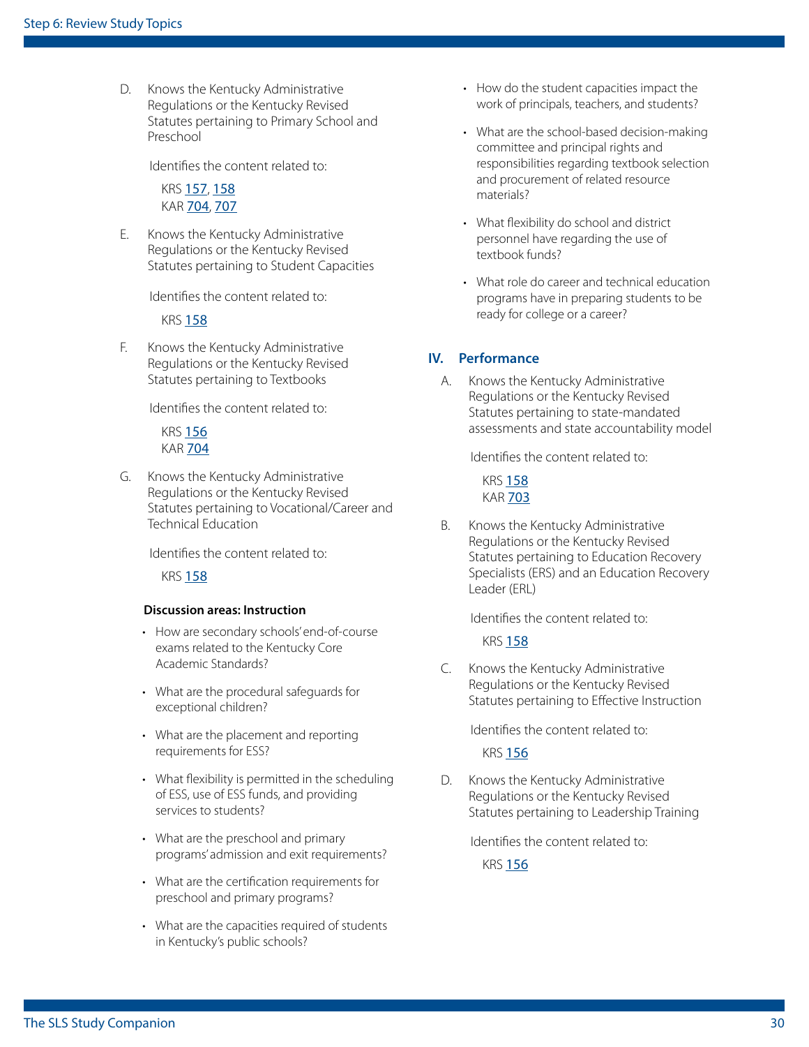D. Knows the Kentucky Administrative Regulations or the Kentucky Revised Statutes pertaining to Primary School and Preschool

Identifies the content related to:

KRS 157, 158
KAR 704, 707

E. Knows the Kentucky Administrative Regulations or the Kentucky Revised Statutes pertaining to Student Capacities

Identifies the content related to:

KRS 158

F. Knows the Kentucky Administrative Regulations or the Kentucky Revised Statutes pertaining to Textbooks

Identifies the content related to:

KRS 156
KAR 704

G. Knows the Kentucky Administrative Regulations or the Kentucky Revised Statutes pertaining to Vocational/Career and Technical Education

Identifies the content related to:

KRS 158

**Discussion areas: Instruction**

- How are secondary schools' end-of-course exams related to the Kentucky Core Academic Standards?
- What are the procedural safeguards for exceptional children?
- What are the placement and reporting requirements for ESS?
- What flexibility is permitted in the scheduling of ESS, use of ESS funds, and providing services to students?
- What are the preschool and primary programs' admission and exit requirements?
- What are the certification requirements for preschool and primary programs?
- What are the capacities required of students in Kentucky's public schools?
- How do the student capacities impact the work of principals, teachers, and students?
- What are the school-based decision-making committee and principal rights and responsibilities regarding textbook selection and procurement of related resource materials?
- What flexibility do school and district personnel have regarding the use of textbook funds?
- What role do career and technical education programs have in preparing students to be ready for college or a career?

## IV. Performance

A. Knows the Kentucky Administrative Regulations or the Kentucky Revised Statutes pertaining to state-mandated assessments and state accountability model

Identifies the content related to:

KRS 158
KAR 703

B. Knows the Kentucky Administrative Regulations or the Kentucky Revised Statutes pertaining to Education Recovery Specialists (ERS) and an Education Recovery Leader (ERL)

Identifies the content related to:

KRS 158

C. Knows the Kentucky Administrative Regulations or the Kentucky Revised Statutes pertaining to Effective Instruction

Identifies the content related to:

KRS 156

D. Knows the Kentucky Administrative Regulations or the Kentucky Revised Statutes pertaining to Leadership Training

Identifies the content related to:

KRS 156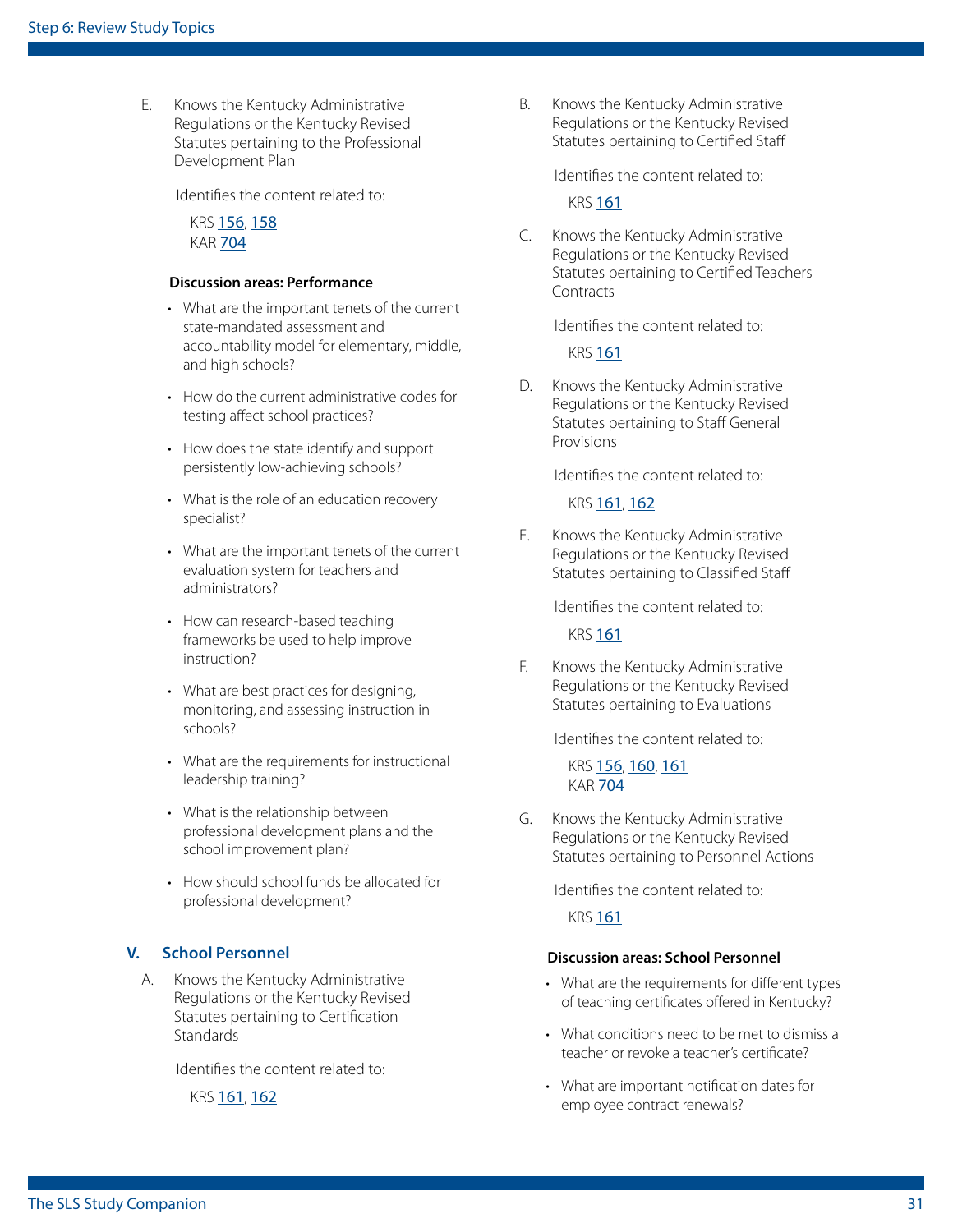E. Knows the Kentucky Administrative Regulations or the Kentucky Revised Statutes pertaining to the Professional Development Plan

   Identifies the content related to:

   KRS 156, 158
   KAR 704

**Discussion areas: Performance**

- What are the important tenets of the current state-mandated assessment and accountability model for elementary, middle, and high schools?
- How do the current administrative codes for testing affect school practices?
- How does the state identify and support persistently low-achieving schools?
- What is the role of an education recovery specialist?
- What are the important tenets of the current evaluation system for teachers and administrators?
- How can research-based teaching frameworks be used to help improve instruction?
- What are best practices for designing, monitoring, and assessing instruction in schools?
- What are the requirements for instructional leadership training?
- What is the relationship between professional development plans and the school improvement plan?
- How should school funds be allocated for professional development?

## V. School Personnel

A. Knows the Kentucky Administrative Regulations or the Kentucky Revised Statutes pertaining to Certification Standards

   Identifies the content related to:

   KRS 161, 162

B. Knows the Kentucky Administrative Regulations or the Kentucky Revised Statutes pertaining to Certified Staff

   Identifies the content related to:

   KRS 161

C. Knows the Kentucky Administrative Regulations or the Kentucky Revised Statutes pertaining to Certified Teachers Contracts

   Identifies the content related to:

   KRS 161

D. Knows the Kentucky Administrative Regulations or the Kentucky Revised Statutes pertaining to Staff General Provisions

   Identifies the content related to:

   KRS 161, 162

E. Knows the Kentucky Administrative Regulations or the Kentucky Revised Statutes pertaining to Classified Staff

   Identifies the content related to:

   KRS 161

F. Knows the Kentucky Administrative Regulations or the Kentucky Revised Statutes pertaining to Evaluations

   Identifies the content related to:

   KRS 156, 160, 161
   KAR 704

G. Knows the Kentucky Administrative Regulations or the Kentucky Revised Statutes pertaining to Personnel Actions

   Identifies the content related to:

   KRS 161

**Discussion areas: School Personnel**

- What are the requirements for different types of teaching certificates offered in Kentucky?
- What conditions need to be met to dismiss a teacher or revoke a teacher's certificate?
- What are important notification dates for employee contract renewals?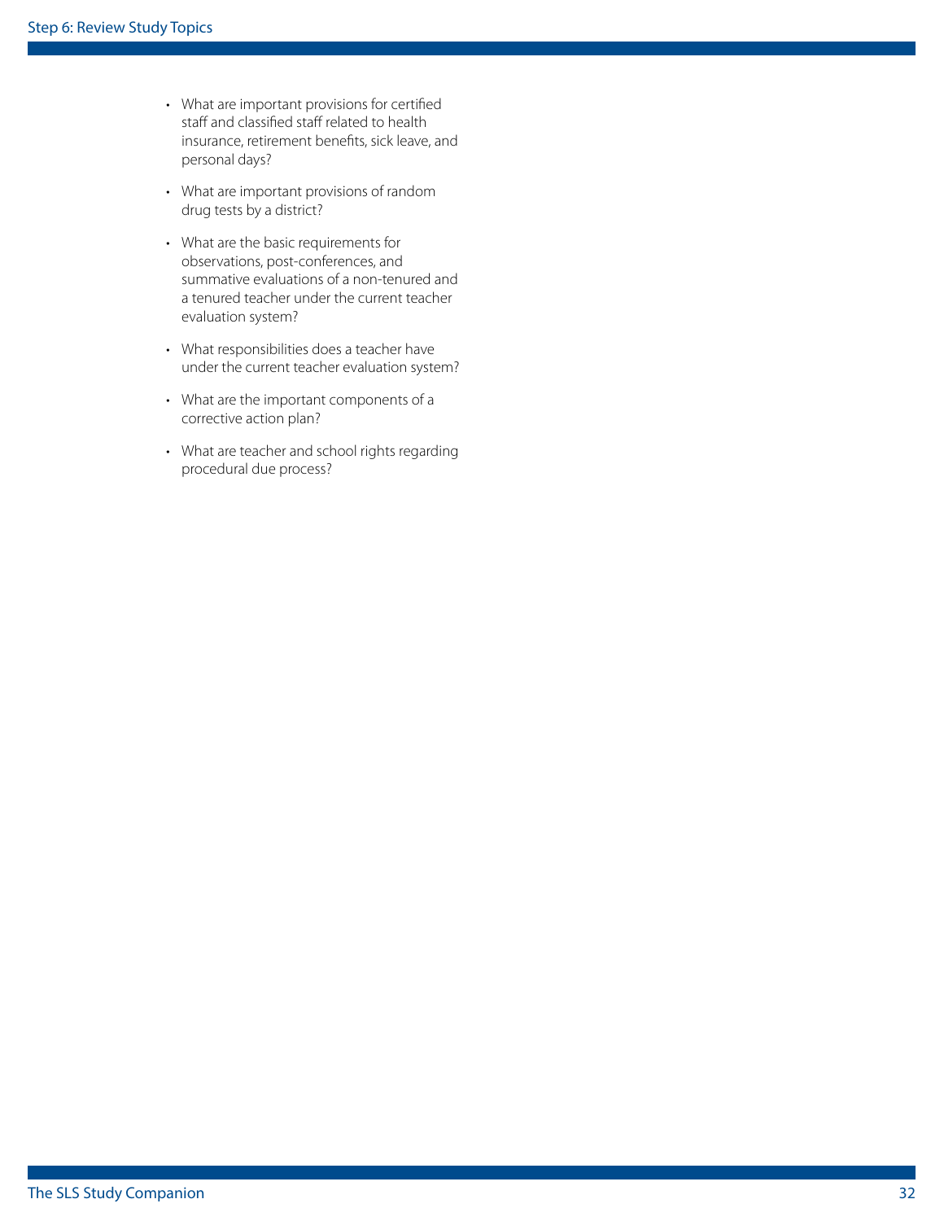- What are important provisions for certified staff and classified staff related to health insurance, retirement benefits, sick leave, and personal days?
- What are important provisions of random drug tests by a district?
- What are the basic requirements for observations, post-conferences, and summative evaluations of a non-tenured and a tenured teacher under the current teacher evaluation system?
- What responsibilities does a teacher have under the current teacher evaluation system?
- What are the important components of a corrective action plan?
- What are teacher and school rights regarding procedural due process?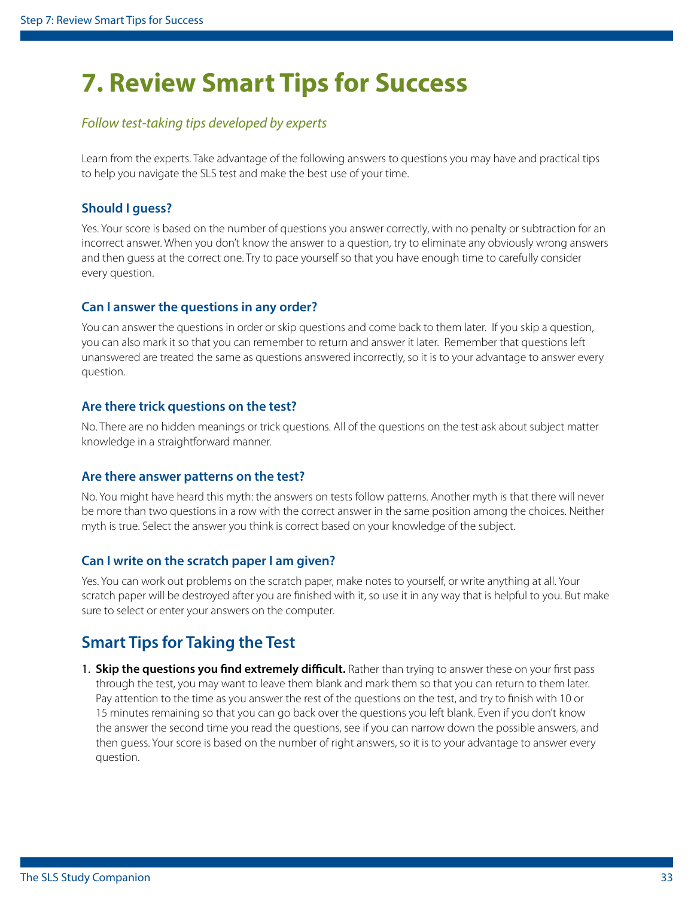# 7. Review Smart Tips for Success

*Follow test-taking tips developed by experts*

Learn from the experts. Take advantage of the following answers to questions you may have and practical tips to help you navigate the SLS test and make the best use of your time.

### Should I guess?

Yes. Your score is based on the number of questions you answer correctly, with no penalty or subtraction for an incorrect answer. When you don't know the answer to a question, try to eliminate any obviously wrong answers and then guess at the correct one. Try to pace yourself so that you have enough time to carefully consider every question.

### Can I answer the questions in any order?

You can answer the questions in order or skip questions and come back to them later. If you skip a question, you can also mark it so that you can remember to return and answer it later. Remember that questions left unanswered are treated the same as questions answered incorrectly, so it is to your advantage to answer every question.

### Are there trick questions on the test?

No. There are no hidden meanings or trick questions. All of the questions on the test ask about subject matter knowledge in a straightforward manner.

### Are there answer patterns on the test?

No. You might have heard this myth: the answers on tests follow patterns. Another myth is that there will never be more than two questions in a row with the correct answer in the same position among the choices. Neither myth is true. Select the answer you think is correct based on your knowledge of the subject.

### Can I write on the scratch paper I am given?

Yes. You can work out problems on the scratch paper, make notes to yourself, or write anything at all. Your scratch paper will be destroyed after you are finished with it, so use it in any way that is helpful to you. But make sure to select or enter your answers on the computer.

## Smart Tips for Taking the Test

1. **Skip the questions you find extremely difficult.** Rather than trying to answer these on your first pass through the test, you may want to leave them blank and mark them so that you can return to them later. Pay attention to the time as you answer the rest of the questions on the test, and try to finish with 10 or 15 minutes remaining so that you can go back over the questions you left blank. Even if you don't know the answer the second time you read the questions, see if you can narrow down the possible answers, and then guess. Your score is based on the number of right answers, so it is to your advantage to answer every question.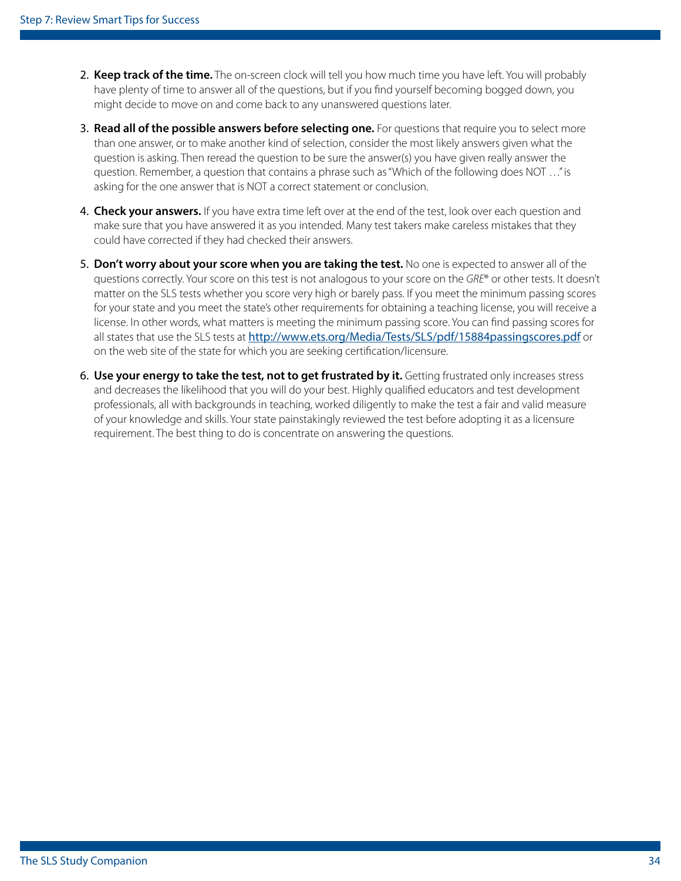2. **Keep track of the time.** The on-screen clock will tell you how much time you have left. You will probably have plenty of time to answer all of the questions, but if you find yourself becoming bogged down, you might decide to move on and come back to any unanswered questions later.

3. **Read all of the possible answers before selecting one.** For questions that require you to select more than one answer, or to make another kind of selection, consider the most likely answers given what the question is asking. Then reread the question to be sure the answer(s) you have given really answer the question. Remember, a question that contains a phrase such as "Which of the following does NOT …" is asking for the one answer that is NOT a correct statement or conclusion.

4. **Check your answers.** If you have extra time left over at the end of the test, look over each question and make sure that you have answered it as you intended. Many test takers make careless mistakes that they could have corrected if they had checked their answers.

5. **Don't worry about your score when you are taking the test.** No one is expected to answer all of the questions correctly. Your score on this test is not analogous to your score on the *GRE*® or other tests. It doesn't matter on the SLS tests whether you score very high or barely pass. If you meet the minimum passing scores for your state and you meet the state's other requirements for obtaining a teaching license, you will receive a license. In other words, what matters is meeting the minimum passing score. You can find passing scores for all states that use the SLS tests at [http://www.ets.org/Media/Tests/SLS/pdf/15884passingscores.pdf](http://www.ets.org/Media/Tests/SLS/pdf/15884passingscores.pdf) or on the web site of the state for which you are seeking certification/licensure.

6. **Use your energy to take the test, not to get frustrated by it.** Getting frustrated only increases stress and decreases the likelihood that you will do your best. Highly qualified educators and test development professionals, all with backgrounds in teaching, worked diligently to make the test a fair and valid measure of your knowledge and skills. Your state painstakingly reviewed the test before adopting it as a licensure requirement. The best thing to do is concentrate on answering the questions.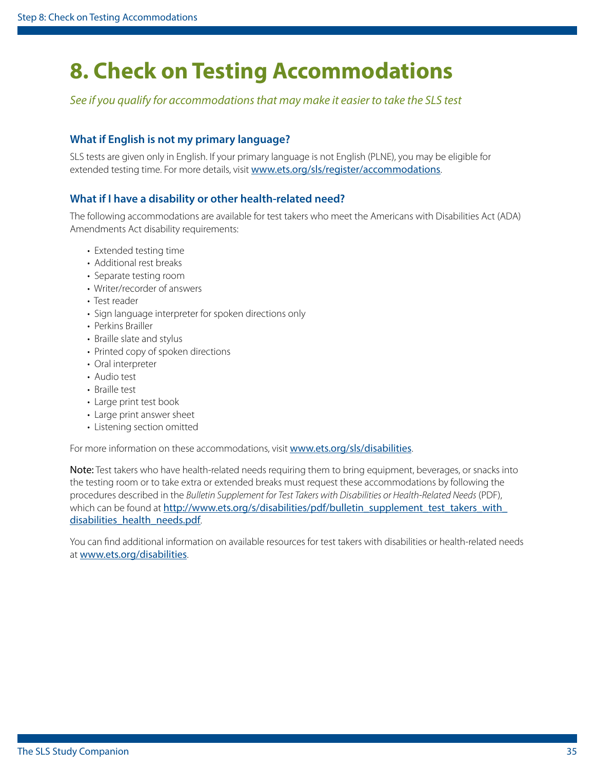# 8. Check on Testing Accommodations

*See if you qualify for accommodations that may make it easier to take the SLS test*

### What if English is not my primary language?

SLS tests are given only in English. If your primary language is not English (PLNE), you may be eligible for extended testing time. For more details, visit www.ets.org/sls/register/accommodations.

### What if I have a disability or other health-related need?

The following accommodations are available for test takers who meet the Americans with Disabilities Act (ADA) Amendments Act disability requirements:

- Extended testing time
- Additional rest breaks
- Separate testing room
- Writer/recorder of answers
- Test reader
- Sign language interpreter for spoken directions only
- Perkins Brailler
- Braille slate and stylus
- Printed copy of spoken directions
- Oral interpreter
- Audio test
- Braille test
- Large print test book
- Large print answer sheet
- Listening section omitted

For more information on these accommodations, visit www.ets.org/sls/disabilities.

**Note:** Test takers who have health-related needs requiring them to bring equipment, beverages, or snacks into the testing room or to take extra or extended breaks must request these accommodations by following the procedures described in the *Bulletin Supplement for Test Takers with Disabilities or Health-Related Needs* (PDF), which can be found at http://www.ets.org/s/disabilities/pdf/bulletin_supplement_test_takers_with_disabilities_health_needs.pdf.

You can find additional information on available resources for test takers with disabilities or health-related needs at www.ets.org/disabilities.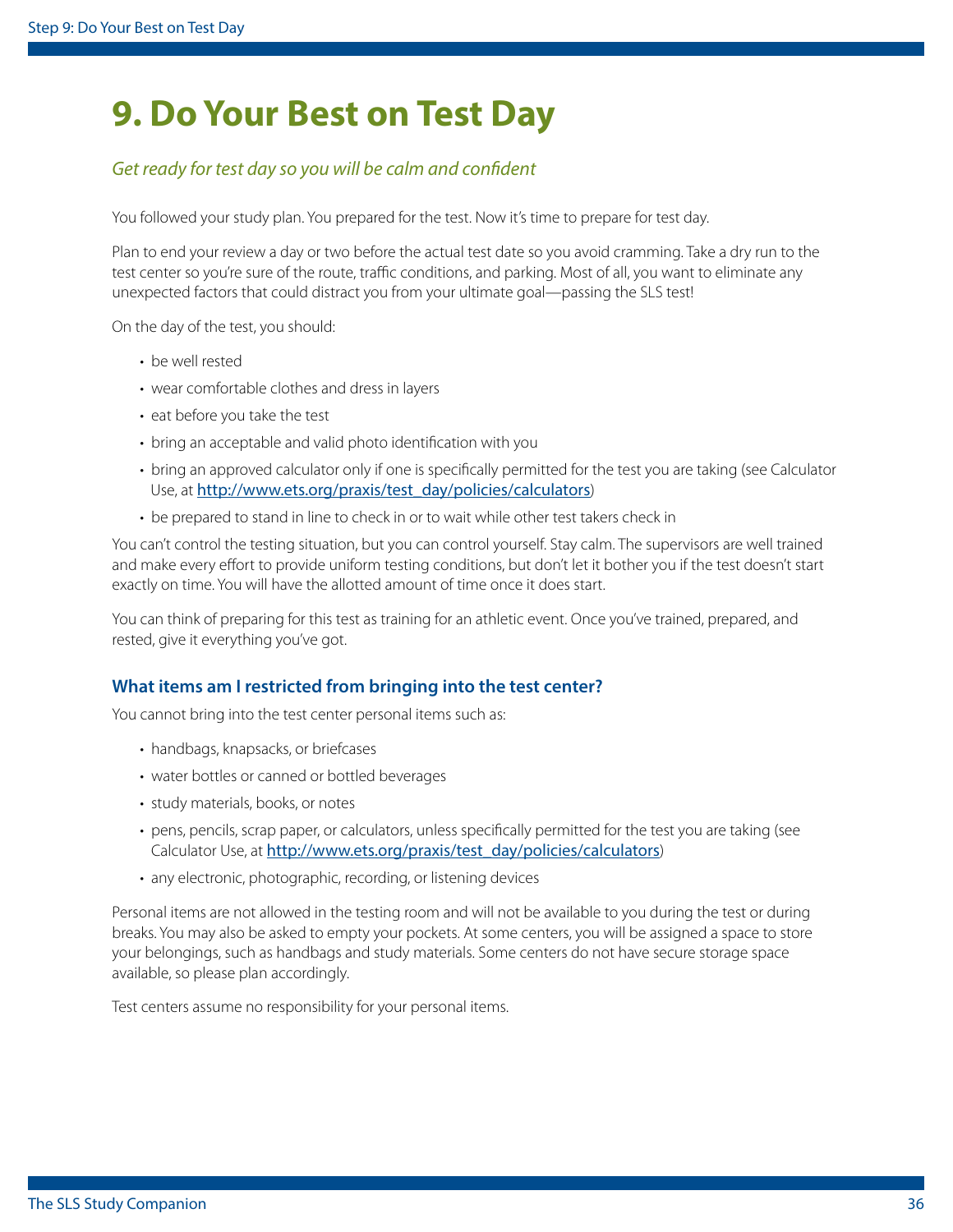# 9. Do Your Best on Test Day

*Get ready for test day so you will be calm and confident*

You followed your study plan. You prepared for the test. Now it's time to prepare for test day.

Plan to end your review a day or two before the actual test date so you avoid cramming. Take a dry run to the test center so you're sure of the route, traffic conditions, and parking. Most of all, you want to eliminate any unexpected factors that could distract you from your ultimate goal—passing the SLS test!

On the day of the test, you should:

- be well rested
- wear comfortable clothes and dress in layers
- eat before you take the test
- bring an acceptable and valid photo identification with you
- bring an approved calculator only if one is specifically permitted for the test you are taking (see Calculator Use, at [http://www.ets.org/praxis/test_day/policies/calculators](http://www.ets.org/praxis/test_day/policies/calculators))
- be prepared to stand in line to check in or to wait while other test takers check in

You can't control the testing situation, but you can control yourself. Stay calm. The supervisors are well trained and make every effort to provide uniform testing conditions, but don't let it bother you if the test doesn't start exactly on time. You will have the allotted amount of time once it does start.

You can think of preparing for this test as training for an athletic event. Once you've trained, prepared, and rested, give it everything you've got.

### What items am I restricted from bringing into the test center?

You cannot bring into the test center personal items such as:

- handbags, knapsacks, or briefcases
- water bottles or canned or bottled beverages
- study materials, books, or notes
- pens, pencils, scrap paper, or calculators, unless specifically permitted for the test you are taking (see Calculator Use, at [http://www.ets.org/praxis/test_day/policies/calculators](http://www.ets.org/praxis/test_day/policies/calculators))
- any electronic, photographic, recording, or listening devices

Personal items are not allowed in the testing room and will not be available to you during the test or during breaks. You may also be asked to empty your pockets. At some centers, you will be assigned a space to store your belongings, such as handbags and study materials. Some centers do not have secure storage space available, so please plan accordingly.

Test centers assume no responsibility for your personal items.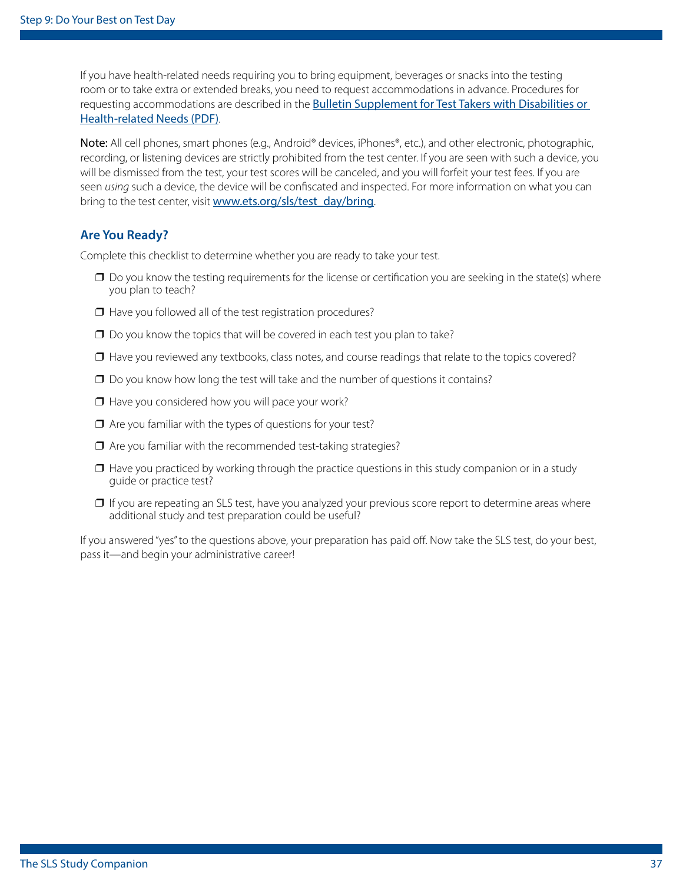If you have health-related needs requiring you to bring equipment, beverages or snacks into the testing room or to take extra or extended breaks, you need to request accommodations in advance. Procedures for requesting accommodations are described in the [Bulletin Supplement for Test Takers with Disabilities or Health-related Needs (PDF)].

**Note:** All cell phones, smart phones (e.g., Android® devices, iPhones®, etc.), and other electronic, photographic, recording, or listening devices are strictly prohibited from the test center. If you are seen with such a device, you will be dismissed from the test, your test scores will be canceled, and you will forfeit your test fees. If you are seen *using* such a device, the device will be confiscated and inspected. For more information on what you can bring to the test center, visit www.ets.org/sls/test_day/bring.

## Are You Ready?

Complete this checklist to determine whether you are ready to take your test.

- ❒ Do you know the testing requirements for the license or certification you are seeking in the state(s) where you plan to teach?
- ❒ Have you followed all of the test registration procedures?
- ❒ Do you know the topics that will be covered in each test you plan to take?
- ❒ Have you reviewed any textbooks, class notes, and course readings that relate to the topics covered?
- ❒ Do you know how long the test will take and the number of questions it contains?
- ❒ Have you considered how you will pace your work?
- ❒ Are you familiar with the types of questions for your test?
- ❒ Are you familiar with the recommended test-taking strategies?
- ❒ Have you practiced by working through the practice questions in this study companion or in a study guide or practice test?
- ❒ If you are repeating an SLS test, have you analyzed your previous score report to determine areas where additional study and test preparation could be useful?

If you answered "yes" to the questions above, your preparation has paid off. Now take the SLS test, do your best, pass it—and begin your administrative career!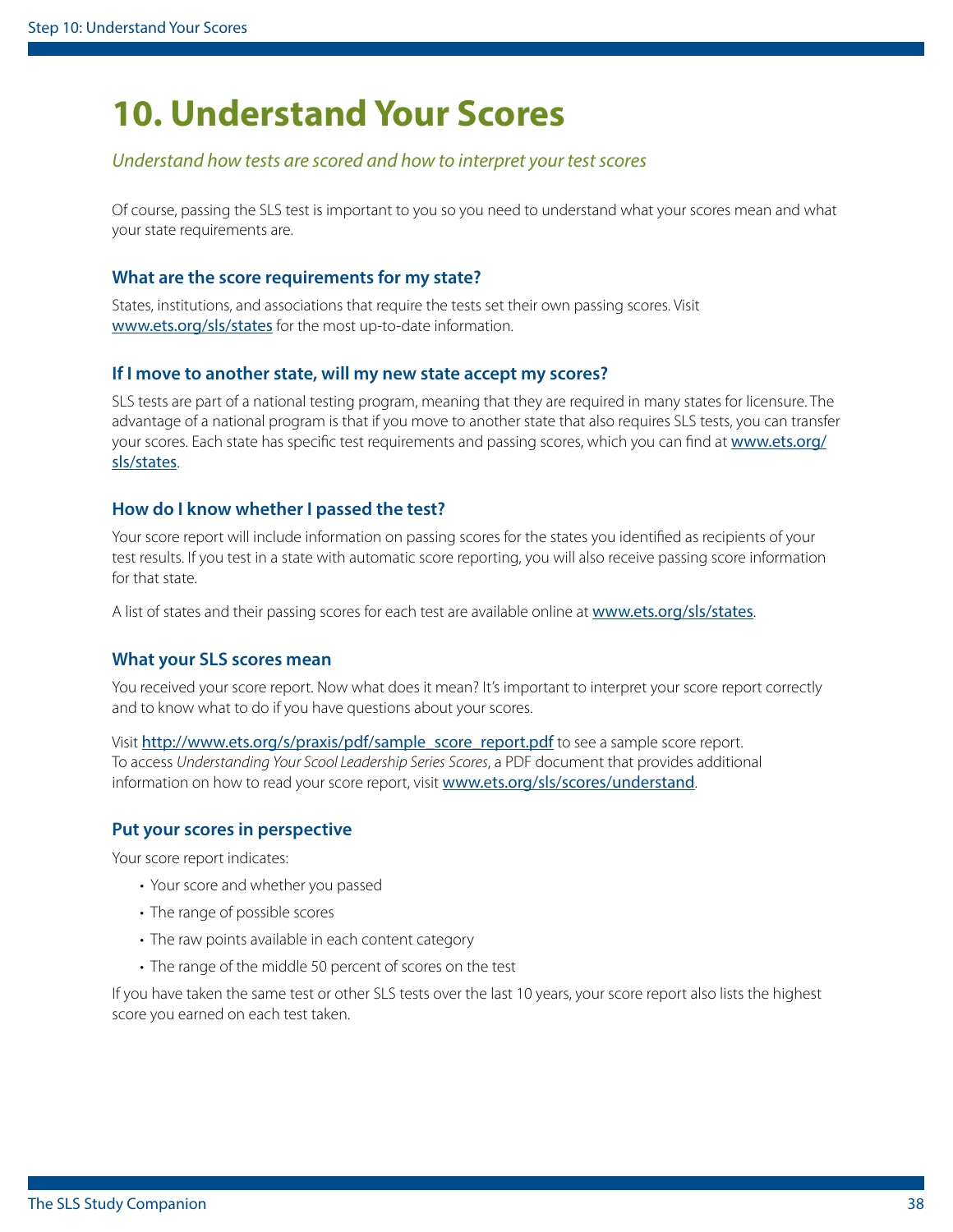# 10. Understand Your Scores

*Understand how tests are scored and how to interpret your test scores*

Of course, passing the SLS test is important to you so you need to understand what your scores mean and what your state requirements are.

### What are the score requirements for my state?

States, institutions, and associations that require the tests set their own passing scores. Visit www.ets.org/sls/states for the most up-to-date information.

### If I move to another state, will my new state accept my scores?

SLS tests are part of a national testing program, meaning that they are required in many states for licensure. The advantage of a national program is that if you move to another state that also requires SLS tests, you can transfer your scores. Each state has specific test requirements and passing scores, which you can find at www.ets.org/sls/states.

### How do I know whether I passed the test?

Your score report will include information on passing scores for the states you identified as recipients of your test results. If you test in a state with automatic score reporting, you will also receive passing score information for that state.

A list of states and their passing scores for each test are available online at www.ets.org/sls/states.

### What your SLS scores mean

You received your score report. Now what does it mean? It's important to interpret your score report correctly and to know what to do if you have questions about your scores.

Visit http://www.ets.org/s/praxis/pdf/sample_score_report.pdf to see a sample score report. To access *Understanding Your Scool Leadership Series Scores*, a PDF document that provides additional information on how to read your score report, visit www.ets.org/sls/scores/understand.

### Put your scores in perspective

Your score report indicates:

- Your score and whether you passed
- The range of possible scores
- The raw points available in each content category
- The range of the middle 50 percent of scores on the test

If you have taken the same test or other SLS tests over the last 10 years, your score report also lists the highest score you earned on each test taken.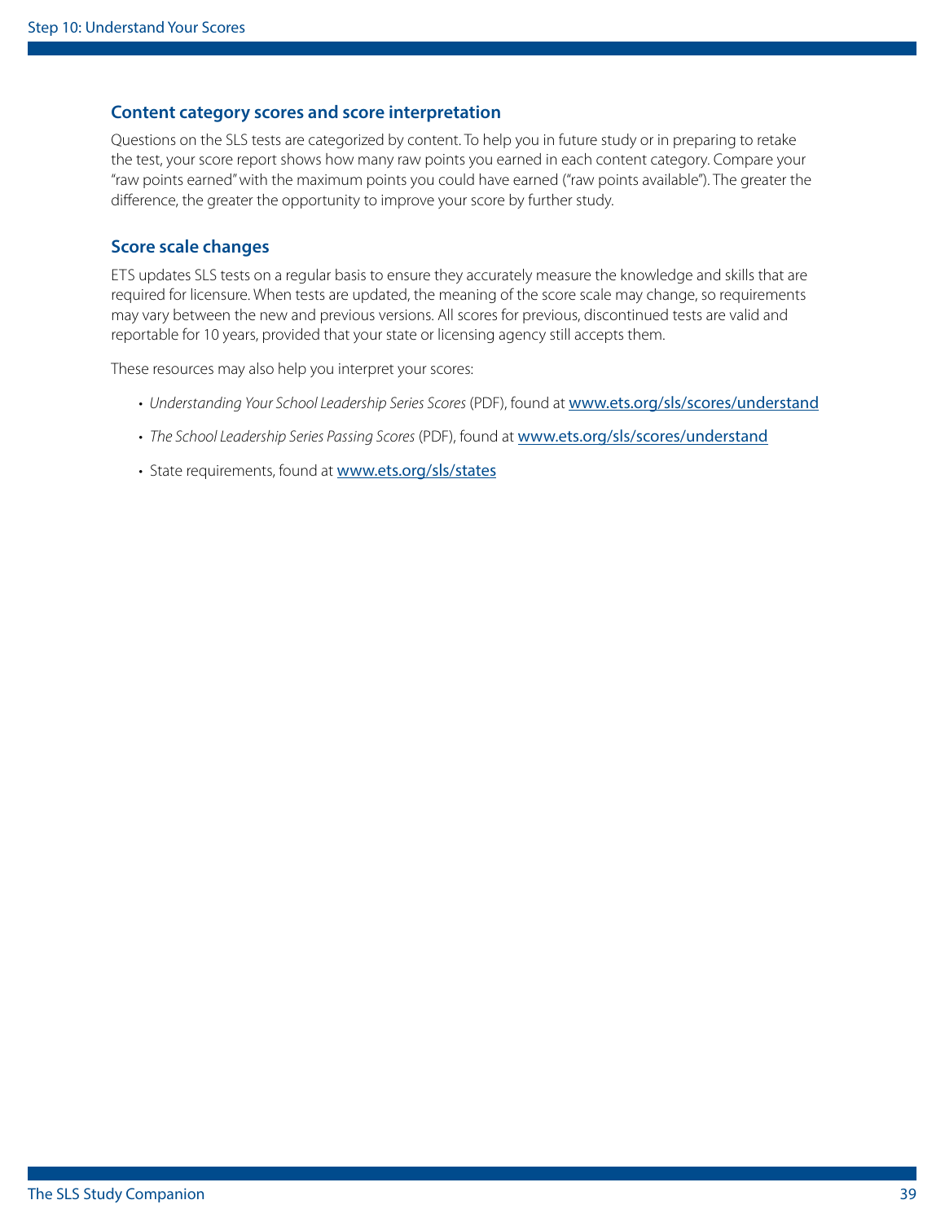## Content category scores and score interpretation

Questions on the SLS tests are categorized by content. To help you in future study or in preparing to retake the test, your score report shows how many raw points you earned in each content category. Compare your "raw points earned" with the maximum points you could have earned ("raw points available"). The greater the difference, the greater the opportunity to improve your score by further study.

## Score scale changes

ETS updates SLS tests on a regular basis to ensure they accurately measure the knowledge and skills that are required for licensure. When tests are updated, the meaning of the score scale may change, so requirements may vary between the new and previous versions. All scores for previous, discontinued tests are valid and reportable for 10 years, provided that your state or licensing agency still accepts them.

These resources may also help you interpret your scores:

- *Understanding Your School Leadership Series Scores* (PDF), found at www.ets.org/sls/scores/understand
- *The School Leadership Series Passing Scores* (PDF), found at www.ets.org/sls/scores/understand
- State requirements, found at www.ets.org/sls/states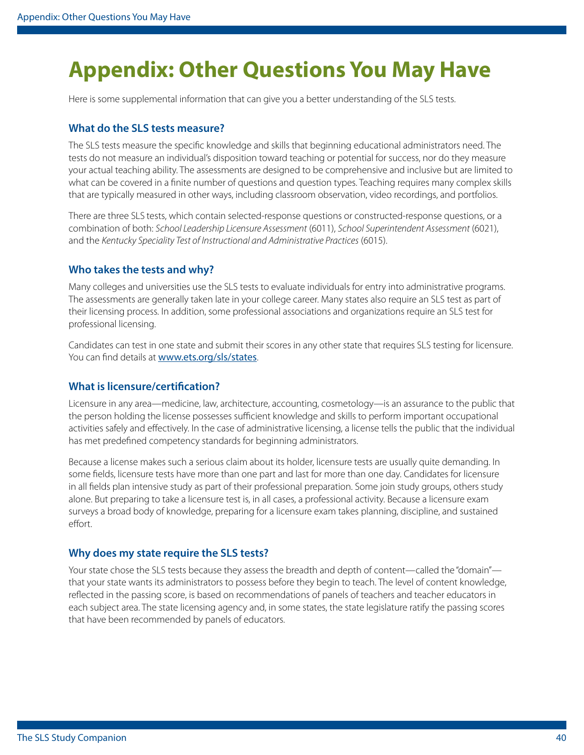# Appendix: Other Questions You May Have

Here is some supplemental information that can give you a better understanding of the SLS tests.

### What do the SLS tests measure?

The SLS tests measure the specific knowledge and skills that beginning educational administrators need. The tests do not measure an individual's disposition toward teaching or potential for success, nor do they measure your actual teaching ability. The assessments are designed to be comprehensive and inclusive but are limited to what can be covered in a finite number of questions and question types. Teaching requires many complex skills that are typically measured in other ways, including classroom observation, video recordings, and portfolios.

There are three SLS tests, which contain selected-response questions or constructed-response questions, or a combination of both: *School Leadership Licensure Assessment* (6011), *School Superintendent Assessment* (6021), and the *Kentucky Speciality Test of Instructional and Administrative Practices* (6015).

### Who takes the tests and why?

Many colleges and universities use the SLS tests to evaluate individuals for entry into administrative programs. The assessments are generally taken late in your college career. Many states also require an SLS test as part of their licensing process. In addition, some professional associations and organizations require an SLS test for professional licensing.

Candidates can test in one state and submit their scores in any other state that requires SLS testing for licensure. You can find details at [www.ets.org/sls/states](www.ets.org/sls/states).

### What is licensure/certification?

Licensure in any area—medicine, law, architecture, accounting, cosmetology—is an assurance to the public that the person holding the license possesses sufficient knowledge and skills to perform important occupational activities safely and effectively. In the case of administrative licensing, a license tells the public that the individual has met predefined competency standards for beginning administrators.

Because a license makes such a serious claim about its holder, licensure tests are usually quite demanding. In some fields, licensure tests have more than one part and last for more than one day. Candidates for licensure in all fields plan intensive study as part of their professional preparation. Some join study groups, others study alone. But preparing to take a licensure test is, in all cases, a professional activity. Because a licensure exam surveys a broad body of knowledge, preparing for a licensure exam takes planning, discipline, and sustained effort.

### Why does my state require the SLS tests?

Your state chose the SLS tests because they assess the breadth and depth of content—called the "domain"—that your state wants its administrators to possess before they begin to teach. The level of content knowledge, reflected in the passing score, is based on recommendations of panels of teachers and teacher educators in each subject area. The state licensing agency and, in some states, the state legislature ratify the passing scores that have been recommended by panels of educators.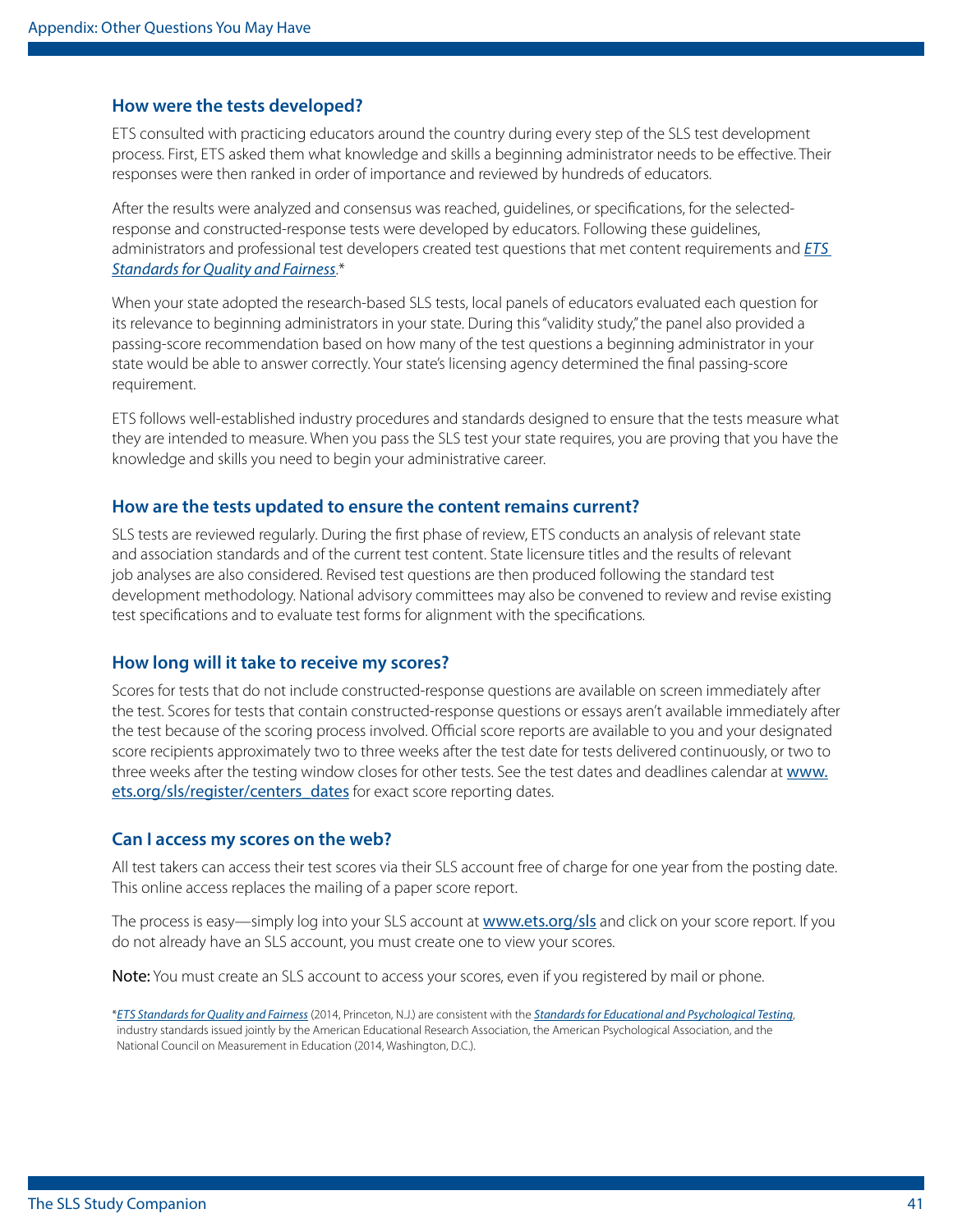### How were the tests developed?

ETS consulted with practicing educators around the country during every step of the SLS test development process. First, ETS asked them what knowledge and skills a beginning administrator needs to be effective. Their responses were then ranked in order of importance and reviewed by hundreds of educators.

After the results were analyzed and consensus was reached, guidelines, or specifications, for the selected-response and constructed-response tests were developed by educators. Following these guidelines, administrators and professional test developers created test questions that met content requirements and *ETS Standards for Quality and Fairness*.*

When your state adopted the research-based SLS tests, local panels of educators evaluated each question for its relevance to beginning administrators in your state. During this "validity study," the panel also provided a passing-score recommendation based on how many of the test questions a beginning administrator in your state would be able to answer correctly. Your state's licensing agency determined the final passing-score requirement.

ETS follows well-established industry procedures and standards designed to ensure that the tests measure what they are intended to measure. When you pass the SLS test your state requires, you are proving that you have the knowledge and skills you need to begin your administrative career.

### How are the tests updated to ensure the content remains current?

SLS tests are reviewed regularly. During the first phase of review, ETS conducts an analysis of relevant state and association standards and of the current test content. State licensure titles and the results of relevant job analyses are also considered. Revised test questions are then produced following the standard test development methodology. National advisory committees may also be convened to review and revise existing test specifications and to evaluate test forms for alignment with the specifications.

### How long will it take to receive my scores?

Scores for tests that do not include constructed-response questions are available on screen immediately after the test. Scores for tests that contain constructed-response questions or essays aren't available immediately after the test because of the scoring process involved. Official score reports are available to you and your designated score recipients approximately two to three weeks after the test date for tests delivered continuously, or two to three weeks after the testing window closes for other tests. See the test dates and deadlines calendar at www.ets.org/sls/register/centers_dates for exact score reporting dates.

### Can I access my scores on the web?

All test takers can access their test scores via their SLS account free of charge for one year from the posting date. This online access replaces the mailing of a paper score report.

The process is easy—simply log into your SLS account at www.ets.org/sls and click on your score report. If you do not already have an SLS account, you must create one to view your scores.

**Note:** You must create an SLS account to access your scores, even if you registered by mail or phone.

*\*ETS Standards for Quality and Fairness* (2014, Princeton, N.J.) are consistent with the *Standards for Educational and Psychological Testing*, industry standards issued jointly by the American Educational Research Association, the American Psychological Association, and the National Council on Measurement in Education (2014, Washington, D.C.).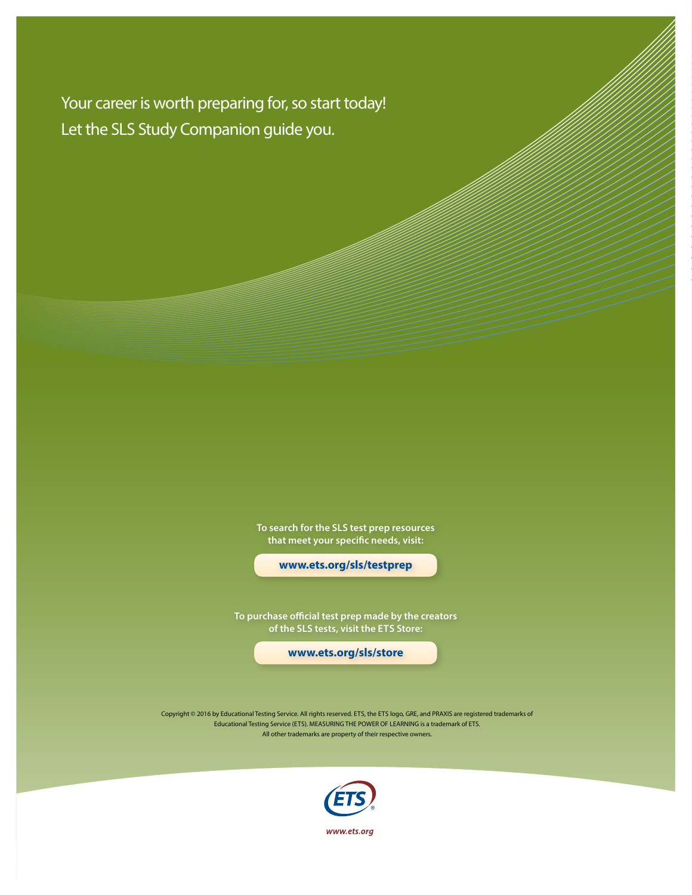Your career is worth preparing for, so start today!
Let the SLS Study Companion guide you.

**To search for the SLS test prep resources that meet your specific needs, visit:**

**www.ets.org/sls/testprep**

**To purchase official test prep made by the creators of the SLS tests, visit the ETS Store:**

**www.ets.org/sls/store**

Copyright © 2016 by Educational Testing Service. All rights reserved. ETS, the ETS logo, GRE, and PRAXIS are registered trademarks of Educational Testing Service (ETS). MEASURING THE POWER OF LEARNING is a trademark of ETS. All other trademarks are property of their respective owners.

ETS®

*www.ets.org*